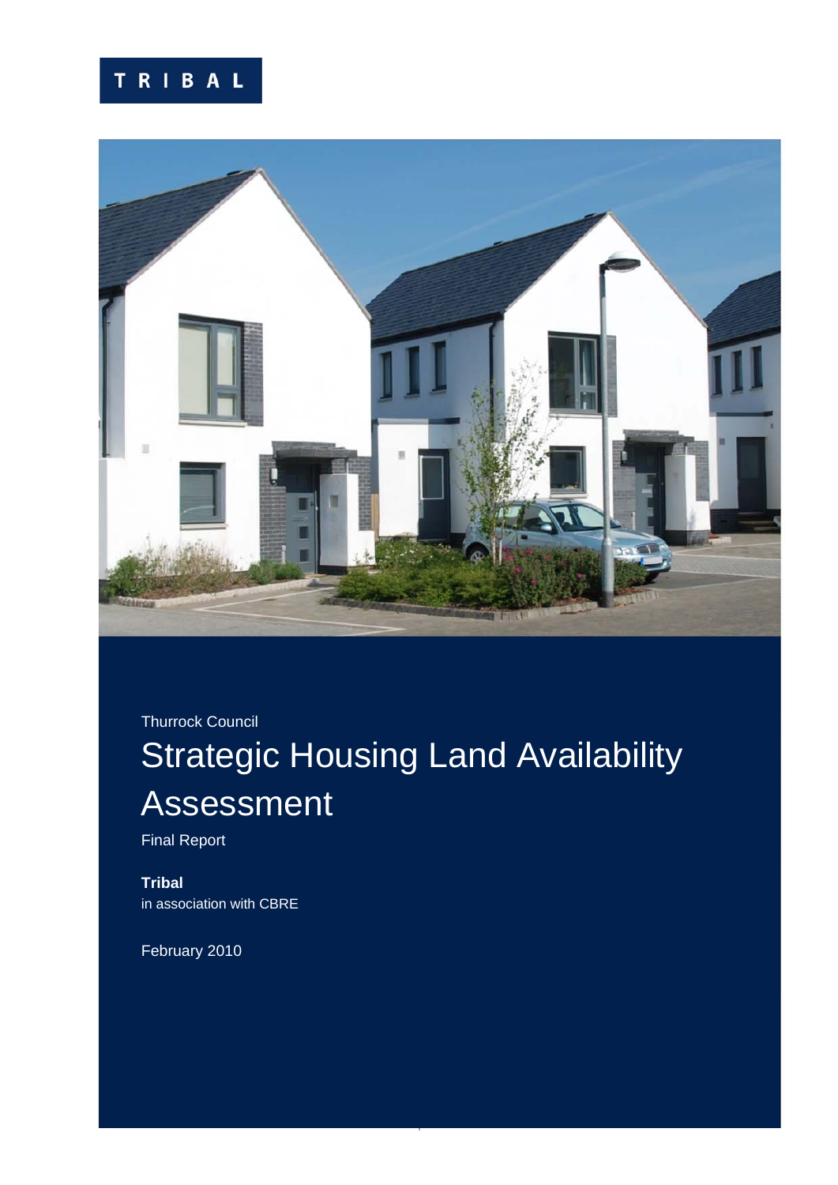TRIBAL

Thurrock Council

# Strategic Housing Land Availability Assessment

Final Report

**Tribal**
in association with CBRE

February 2010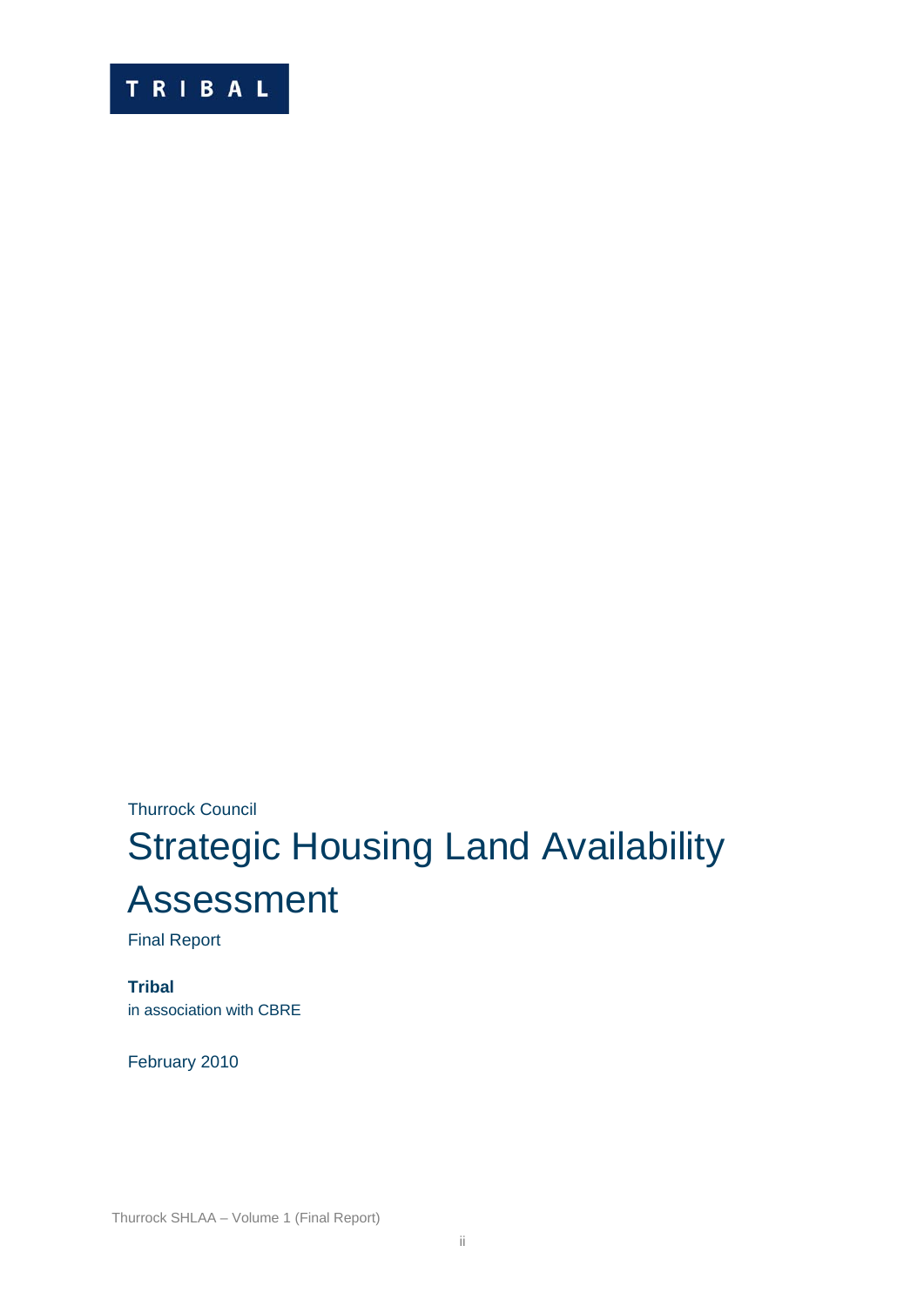TRIBAL

Thurrock Council

# Strategic Housing Land Availability Assessment

Final Report

**Tribal**
in association with CBRE

February 2010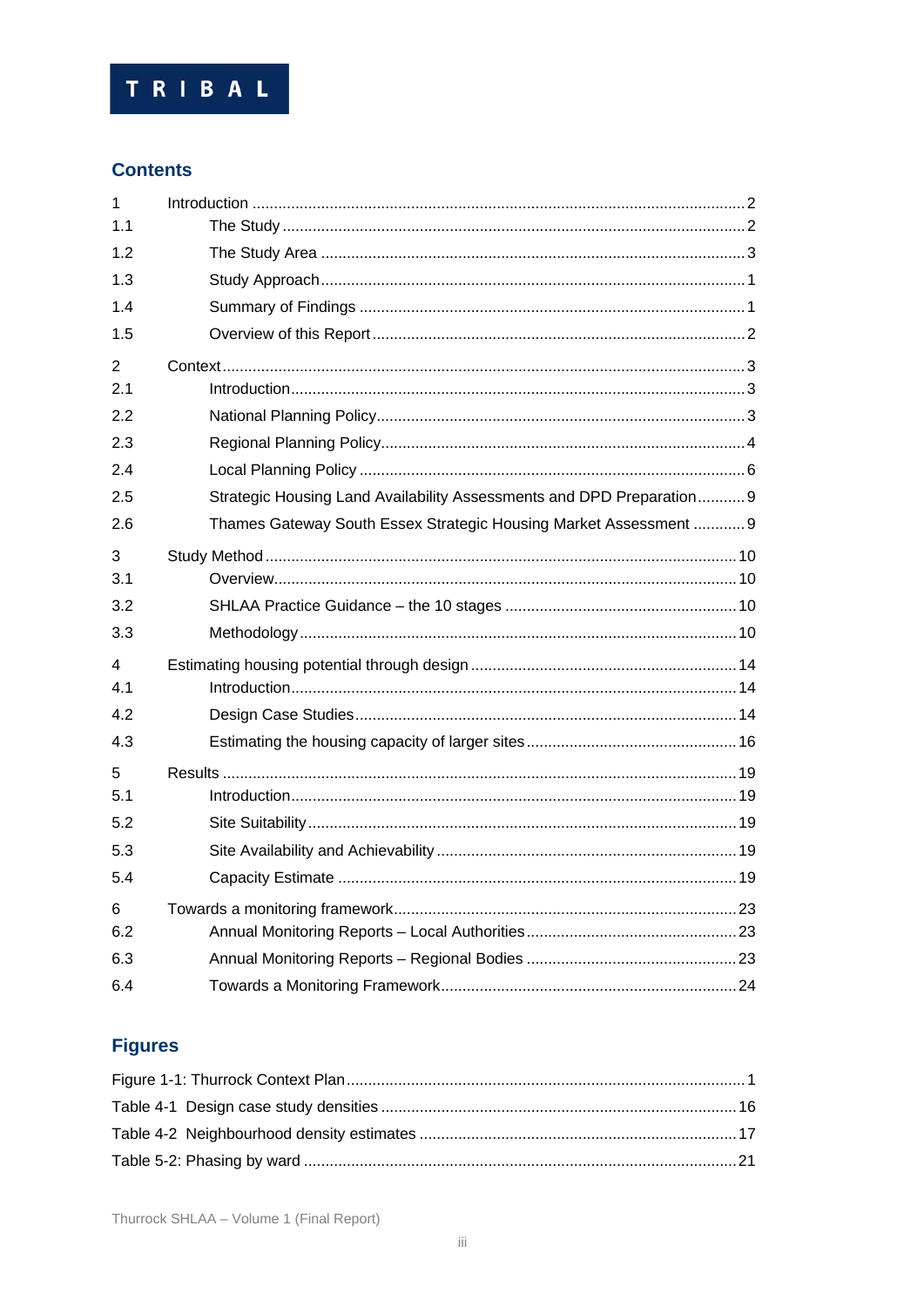## Contents

| | | |
|---|---|---|
| 1 | Introduction | 2 |
| 1.1 | The Study | 2 |
| 1.2 | The Study Area | 3 |
| 1.3 | Study Approach | 1 |
| 1.4 | Summary of Findings | 1 |
| 1.5 | Overview of this Report | 2 |
| 2 | Context | 3 |
| 2.1 | Introduction | 3 |
| 2.2 | National Planning Policy | 3 |
| 2.3 | Regional Planning Policy | 4 |
| 2.4 | Local Planning Policy | 6 |
| 2.5 | Strategic Housing Land Availability Assessments and DPD Preparation | 9 |
| 2.6 | Thames Gateway South Essex Strategic Housing Market Assessment | 9 |
| 3 | Study Method | 10 |
| 3.1 | Overview | 10 |
| 3.2 | SHLAA Practice Guidance – the 10 stages | 10 |
| 3.3 | Methodology | 10 |
| 4 | Estimating housing potential through design | 14 |
| 4.1 | Introduction | 14 |
| 4.2 | Design Case Studies | 14 |
| 4.3 | Estimating the housing capacity of larger sites | 16 |
| 5 | Results | 19 |
| 5.1 | Introduction | 19 |
| 5.2 | Site Suitability | 19 |
| 5.3 | Site Availability and Achievability | 19 |
| 5.4 | Capacity Estimate | 19 |
| 6 | Towards a monitoring framework | 23 |
| 6.2 | Annual Monitoring Reports – Local Authorities | 23 |
| 6.3 | Annual Monitoring Reports – Regional Bodies | 23 |
| 6.4 | Towards a Monitoring Framework | 24 |

## Figures

| | |
|---|---|
| Figure 1-1: Thurrock Context Plan | 1 |
| Table 4-1 Design case study densities | 16 |
| Table 4-2 Neighbourhood density estimates | 17 |
| Table 5-2: Phasing by ward | 21 |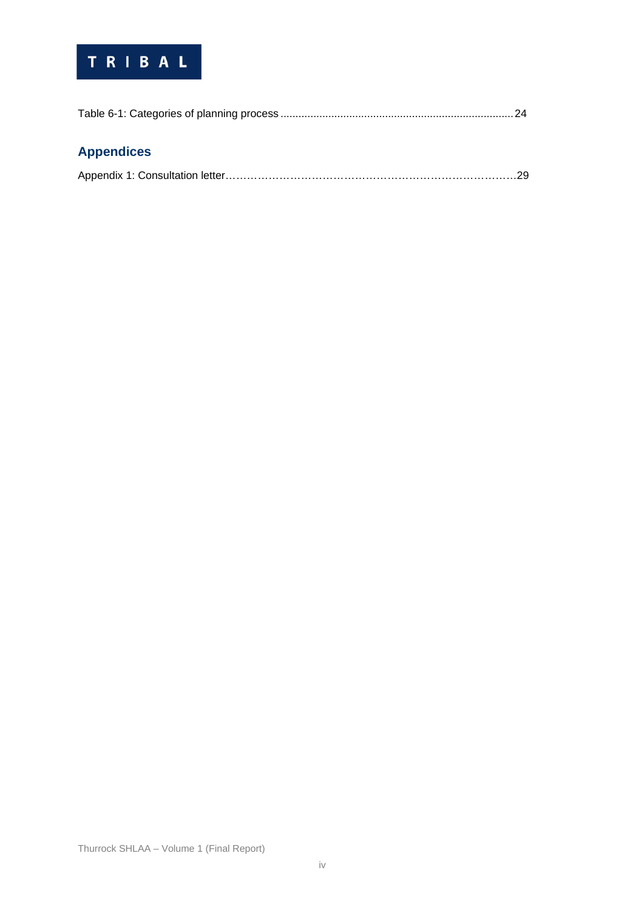Table 6-1: Categories of planning process ............................................................................ 24

## Appendices

Appendix 1: Consultation letter……………………………………………………………………….29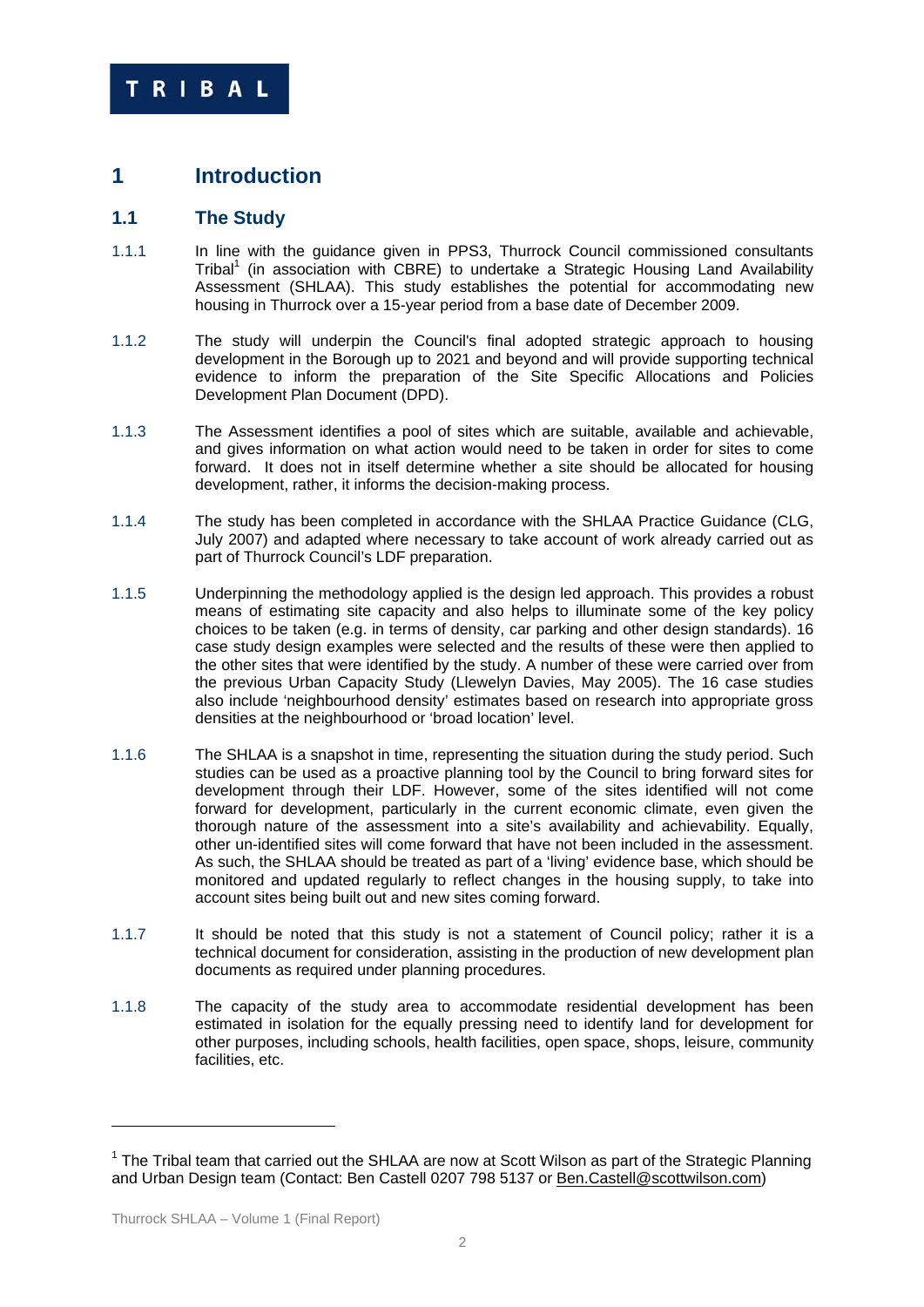# 1 Introduction

## 1.1 The Study

1.1.1 In line with the guidance given in PPS3, Thurrock Council commissioned consultants Tribal[1] (in association with CBRE) to undertake a Strategic Housing Land Availability Assessment (SHLAA). This study establishes the potential for accommodating new housing in Thurrock over a 15-year period from a base date of December 2009.

1.1.2 The study will underpin the Council's final adopted strategic approach to housing development in the Borough up to 2021 and beyond and will provide supporting technical evidence to inform the preparation of the Site Specific Allocations and Policies Development Plan Document (DPD).

1.1.3 The Assessment identifies a pool of sites which are suitable, available and achievable, and gives information on what action would need to be taken in order for sites to come forward. It does not in itself determine whether a site should be allocated for housing development, rather, it informs the decision-making process.

1.1.4 The study has been completed in accordance with the SHLAA Practice Guidance (CLG, July 2007) and adapted where necessary to take account of work already carried out as part of Thurrock Council's LDF preparation.

1.1.5 Underpinning the methodology applied is the design led approach. This provides a robust means of estimating site capacity and also helps to illuminate some of the key policy choices to be taken (e.g. in terms of density, car parking and other design standards). 16 case study design examples were selected and the results of these were then applied to the other sites that were identified by the study. A number of these were carried over from the previous Urban Capacity Study (Llewelyn Davies, May 2005). The 16 case studies also include 'neighbourhood density' estimates based on research into appropriate gross densities at the neighbourhood or 'broad location' level.

1.1.6 The SHLAA is a snapshot in time, representing the situation during the study period. Such studies can be used as a proactive planning tool by the Council to bring forward sites for development through their LDF. However, some of the sites identified will not come forward for development, particularly in the current economic climate, even given the thorough nature of the assessment into a site's availability and achievability. Equally, other un-identified sites will come forward that have not been included in the assessment. As such, the SHLAA should be treated as part of a 'living' evidence base, which should be monitored and updated regularly to reflect changes in the housing supply, to take into account sites being built out and new sites coming forward.

1.1.7 It should be noted that this study is not a statement of Council policy; rather it is a technical document for consideration, assisting in the production of new development plan documents as required under planning procedures.

1.1.8 The capacity of the study area to accommodate residential development has been estimated in isolation for the equally pressing need to identify land for development for other purposes, including schools, health facilities, open space, shops, leisure, community facilities, etc.

---

[1] The Tribal team that carried out the SHLAA are now at Scott Wilson as part of the Strategic Planning and Urban Design team (Contact: Ben Castell 0207 798 5137 or Ben.Castell@scottwilson.com)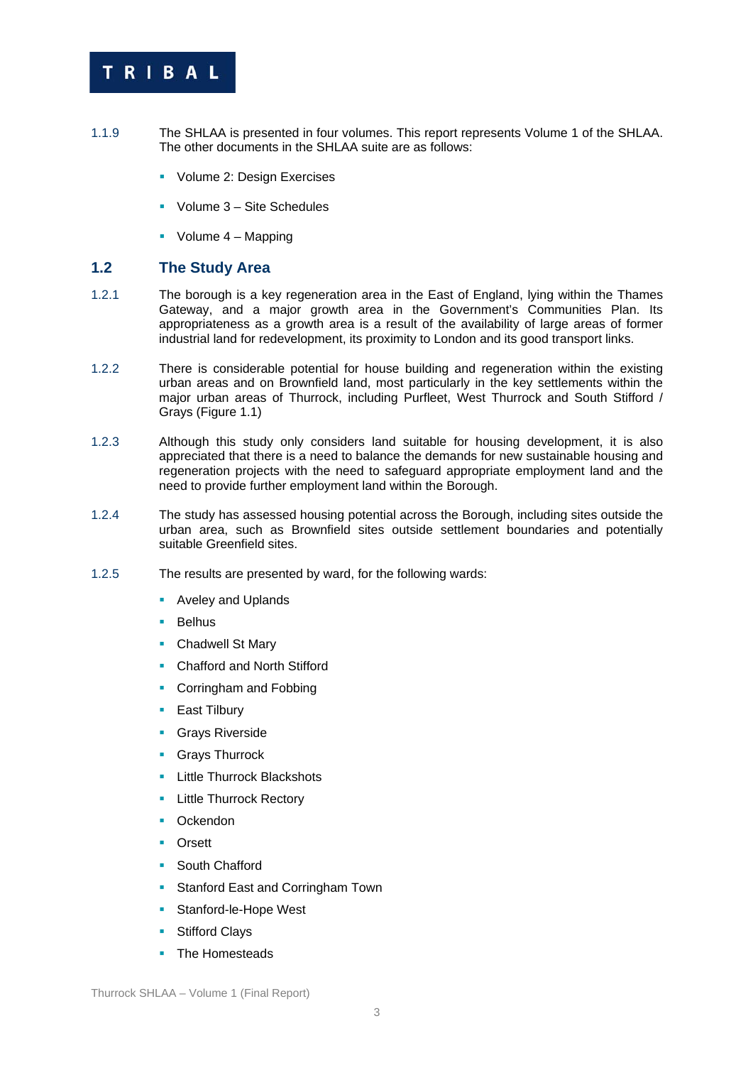1.1.9 The SHLAA is presented in four volumes. This report represents Volume 1 of the SHLAA. The other documents in the SHLAA suite are as follows:

- Volume 2: Design Exercises
- Volume 3 – Site Schedules
- Volume 4 – Mapping

## 1.2 The Study Area

1.2.1 The borough is a key regeneration area in the East of England, lying within the Thames Gateway, and a major growth area in the Government's Communities Plan. Its appropriateness as a growth area is a result of the availability of large areas of former industrial land for redevelopment, its proximity to London and its good transport links.

1.2.2 There is considerable potential for house building and regeneration within the existing urban areas and on Brownfield land, most particularly in the key settlements within the major urban areas of Thurrock, including Purfleet, West Thurrock and South Stifford / Grays (Figure 1.1)

1.2.3 Although this study only considers land suitable for housing development, it is also appreciated that there is a need to balance the demands for new sustainable housing and regeneration projects with the need to safeguard appropriate employment land and the need to provide further employment land within the Borough.

1.2.4 The study has assessed housing potential across the Borough, including sites outside the urban area, such as Brownfield sites outside settlement boundaries and potentially suitable Greenfield sites.

1.2.5 The results are presented by ward, for the following wards:

- Aveley and Uplands
- Belhus
- Chadwell St Mary
- Chafford and North Stifford
- Corringham and Fobbing
- East Tilbury
- Grays Riverside
- Grays Thurrock
- Little Thurrock Blackshots
- Little Thurrock Rectory
- Ockendon
- Orsett
- South Chafford
- Stanford East and Corringham Town
- Stanford-le-Hope West
- Stifford Clays
- The Homesteads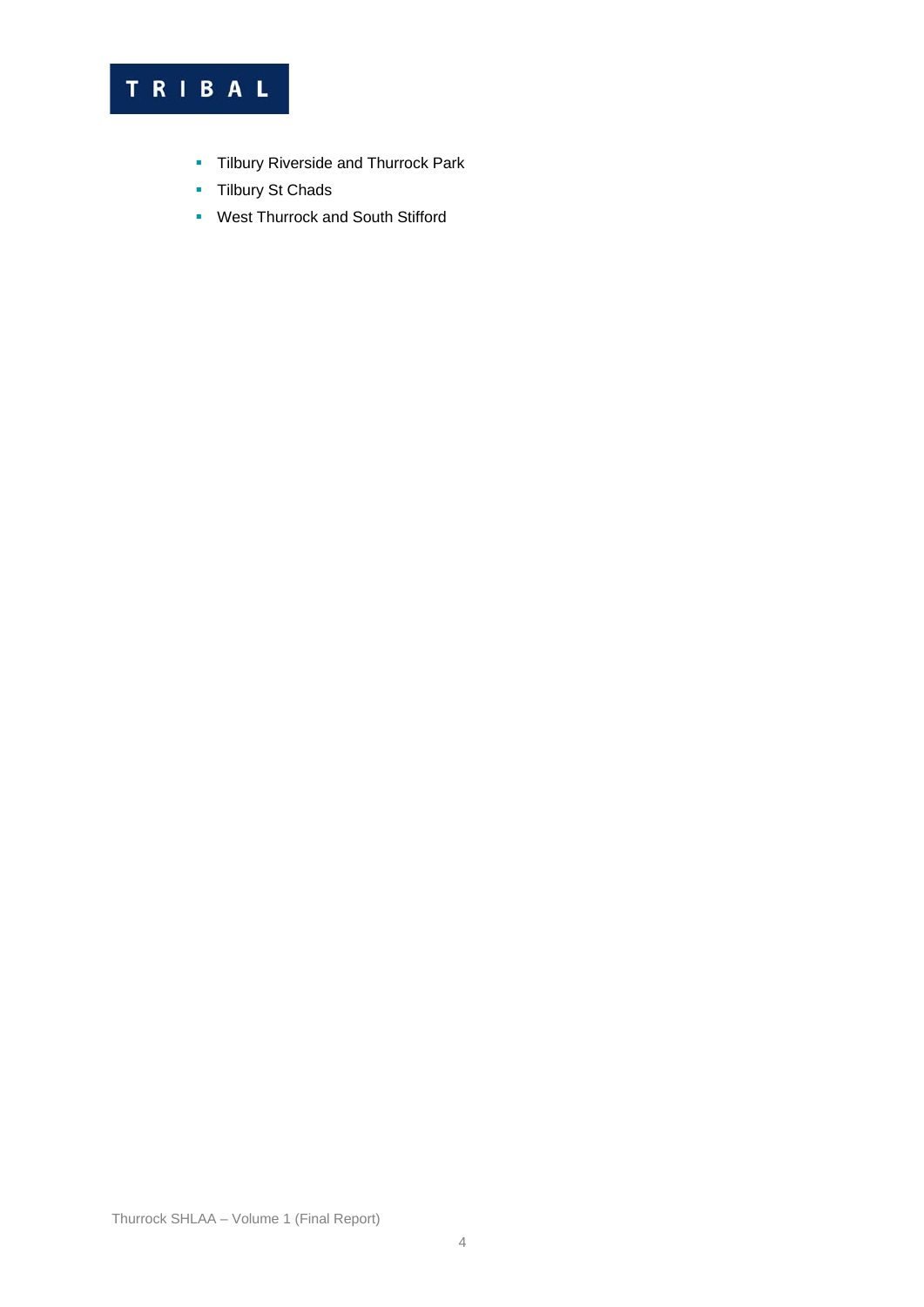- Tilbury Riverside and Thurrock Park
- Tilbury St Chads
- West Thurrock and South Stifford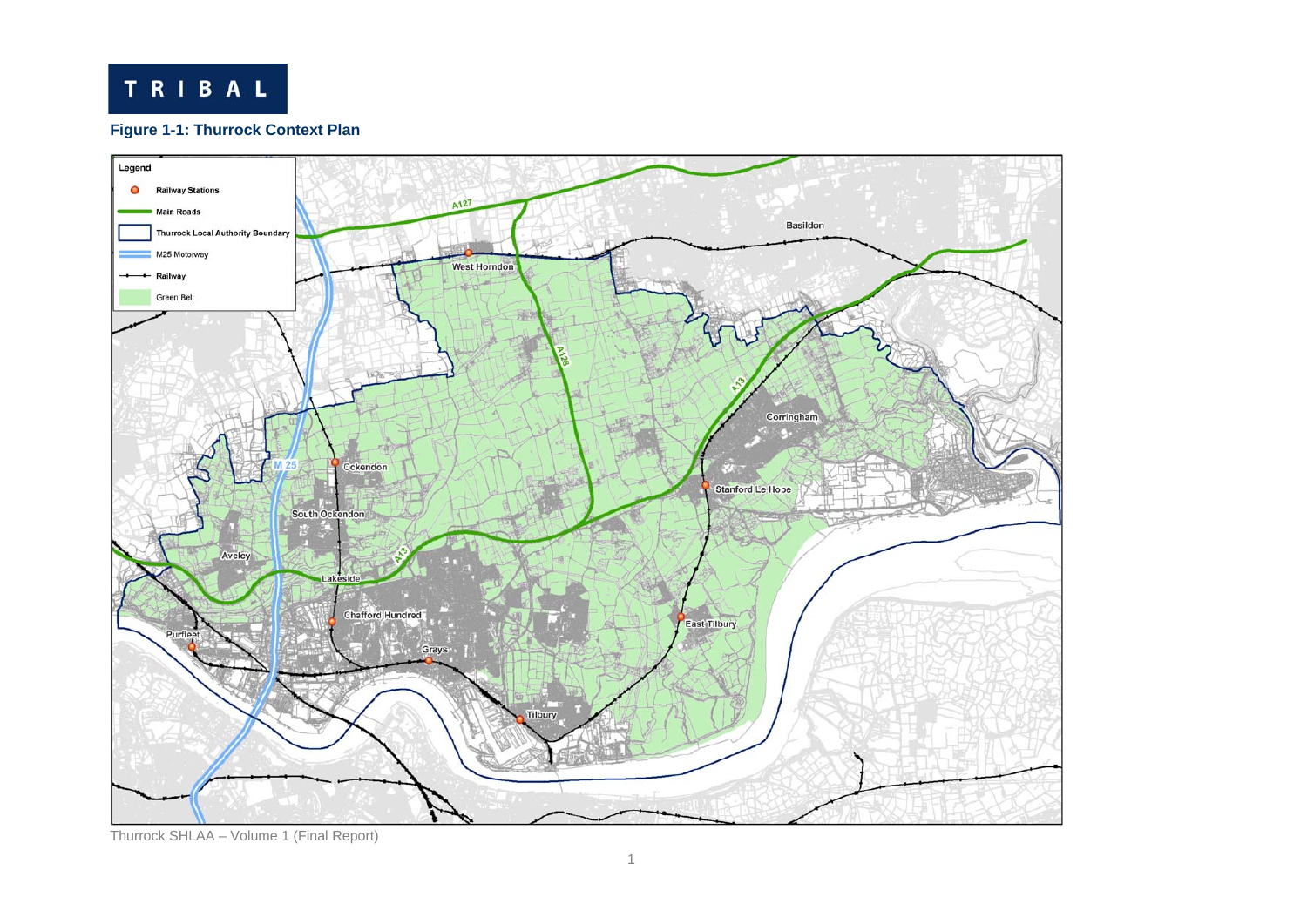**Figure 1-1: Thurrock Context Plan**

Legend

- Railway Stations
- Main Roads
- Thurrock Local Authority Boundary
- M25 Motorway
- Railway
- Green Belt

A127, A128, A13, M 25, Basildon, West Horndon, Corringham, Ockendon, Stanford Le Hope, South Ockendon, Aveley, Lakeside, Chafford Hundred, East Tilbury, Purfleet, Grays, Tilbury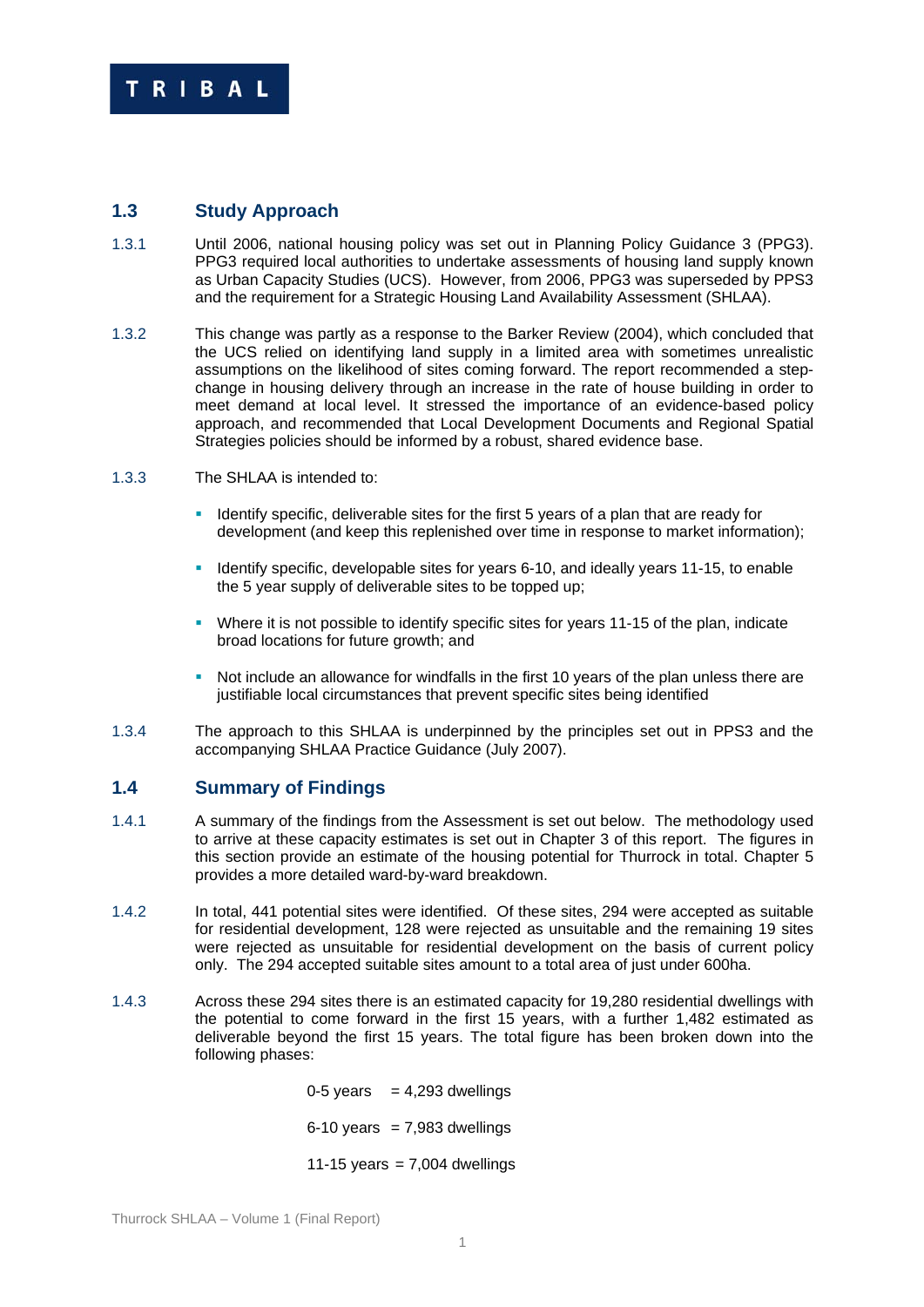## 1.3 Study Approach

1.3.1 Until 2006, national housing policy was set out in Planning Policy Guidance 3 (PPG3). PPG3 required local authorities to undertake assessments of housing land supply known as Urban Capacity Studies (UCS). However, from 2006, PPG3 was superseded by PPS3 and the requirement for a Strategic Housing Land Availability Assessment (SHLAA).

1.3.2 This change was partly as a response to the Barker Review (2004), which concluded that the UCS relied on identifying land supply in a limited area with sometimes unrealistic assumptions on the likelihood of sites coming forward. The report recommended a step-change in housing delivery through an increase in the rate of house building in order to meet demand at local level. It stressed the importance of an evidence-based policy approach, and recommended that Local Development Documents and Regional Spatial Strategies policies should be informed by a robust, shared evidence base.

1.3.3 The SHLAA is intended to:

- Identify specific, deliverable sites for the first 5 years of a plan that are ready for development (and keep this replenished over time in response to market information);
- Identify specific, developable sites for years 6-10, and ideally years 11-15, to enable the 5 year supply of deliverable sites to be topped up;
- Where it is not possible to identify specific sites for years 11-15 of the plan, indicate broad locations for future growth; and
- Not include an allowance for windfalls in the first 10 years of the plan unless there are justifiable local circumstances that prevent specific sites being identified

1.3.4 The approach to this SHLAA is underpinned by the principles set out in PPS3 and the accompanying SHLAA Practice Guidance (July 2007).

## 1.4 Summary of Findings

1.4.1 A summary of the findings from the Assessment is set out below. The methodology used to arrive at these capacity estimates is set out in Chapter 3 of this report. The figures in this section provide an estimate of the housing potential for Thurrock in total. Chapter 5 provides a more detailed ward-by-ward breakdown.

1.4.2 In total, 441 potential sites were identified. Of these sites, 294 were accepted as suitable for residential development, 128 were rejected as unsuitable and the remaining 19 sites were rejected as unsuitable for residential development on the basis of current policy only. The 294 accepted suitable sites amount to a total area of just under 600ha.

1.4.3 Across these 294 sites there is an estimated capacity for 19,280 residential dwellings with the potential to come forward in the first 15 years, with a further 1,482 estimated as deliverable beyond the first 15 years. The total figure has been broken down into the following phases:

0-5 years = 4,293 dwellings

6-10 years = 7,983 dwellings

11-15 years = 7,004 dwellings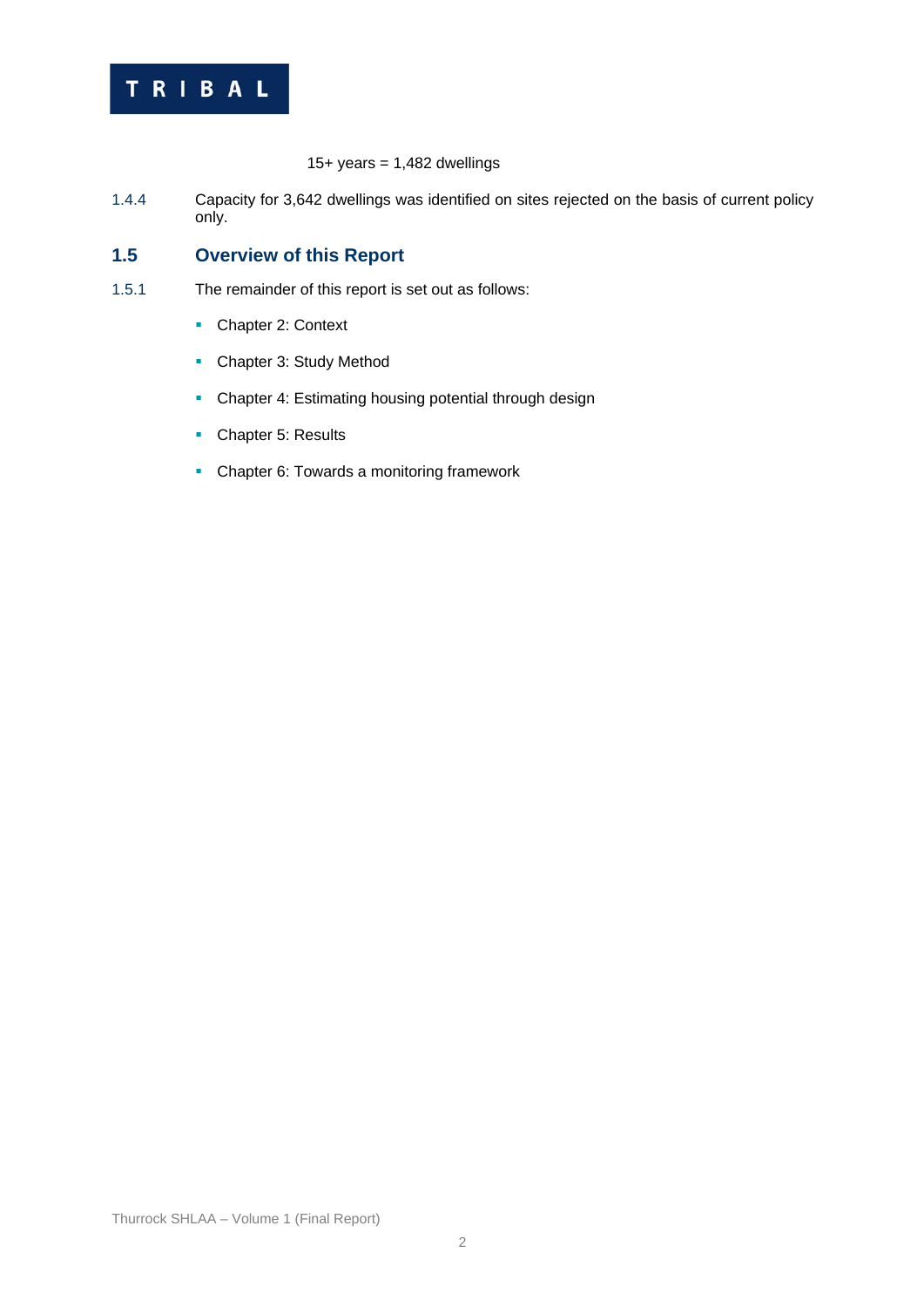15+ years = 1,482 dwellings

1.4.4 Capacity for 3,642 dwellings was identified on sites rejected on the basis of current policy only.

## 1.5 Overview of this Report

1.5.1 The remainder of this report is set out as follows:

- Chapter 2: Context
- Chapter 3: Study Method
- Chapter 4: Estimating housing potential through design
- Chapter 5: Results
- Chapter 6: Towards a monitoring framework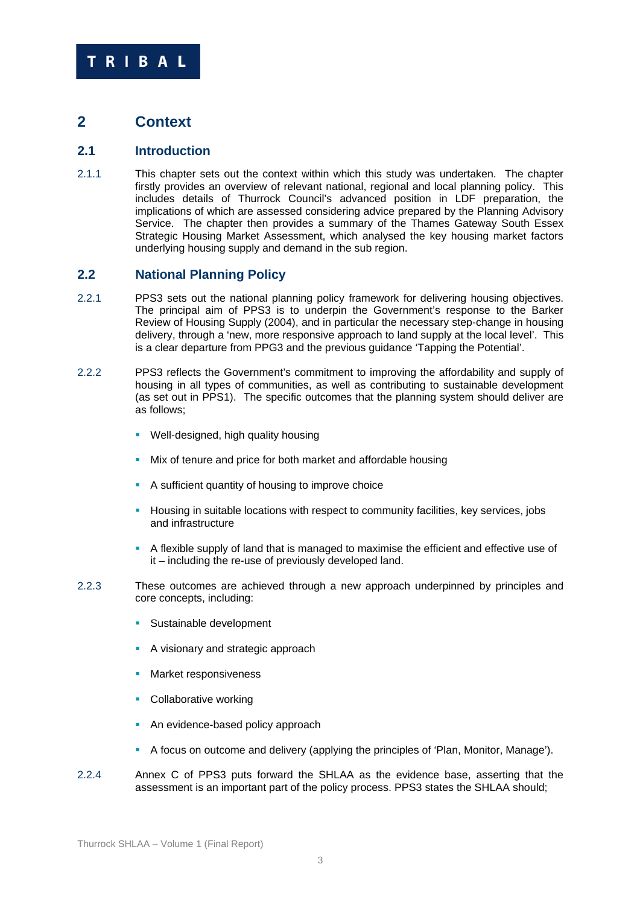## 2 Context

### 2.1 Introduction

2.1.1 This chapter sets out the context within which this study was undertaken. The chapter firstly provides an overview of relevant national, regional and local planning policy. This includes details of Thurrock Council's advanced position in LDF preparation, the implications of which are assessed considering advice prepared by the Planning Advisory Service. The chapter then provides a summary of the Thames Gateway South Essex Strategic Housing Market Assessment, which analysed the key housing market factors underlying housing supply and demand in the sub region.

### 2.2 National Planning Policy

2.2.1 PPS3 sets out the national planning policy framework for delivering housing objectives. The principal aim of PPS3 is to underpin the Government's response to the Barker Review of Housing Supply (2004), and in particular the necessary step-change in housing delivery, through a 'new, more responsive approach to land supply at the local level'. This is a clear departure from PPG3 and the previous guidance 'Tapping the Potential'.

2.2.2 PPS3 reflects the Government's commitment to improving the affordability and supply of housing in all types of communities, as well as contributing to sustainable development (as set out in PPS1). The specific outcomes that the planning system should deliver are as follows;

- Well-designed, high quality housing
- Mix of tenure and price for both market and affordable housing
- A sufficient quantity of housing to improve choice
- Housing in suitable locations with respect to community facilities, key services, jobs and infrastructure
- A flexible supply of land that is managed to maximise the efficient and effective use of it – including the re-use of previously developed land.

2.2.3 These outcomes are achieved through a new approach underpinned by principles and core concepts, including:

- Sustainable development
- A visionary and strategic approach
- Market responsiveness
- Collaborative working
- An evidence-based policy approach
- A focus on outcome and delivery (applying the principles of 'Plan, Monitor, Manage').

2.2.4 Annex C of PPS3 puts forward the SHLAA as the evidence base, asserting that the assessment is an important part of the policy process. PPS3 states the SHLAA should;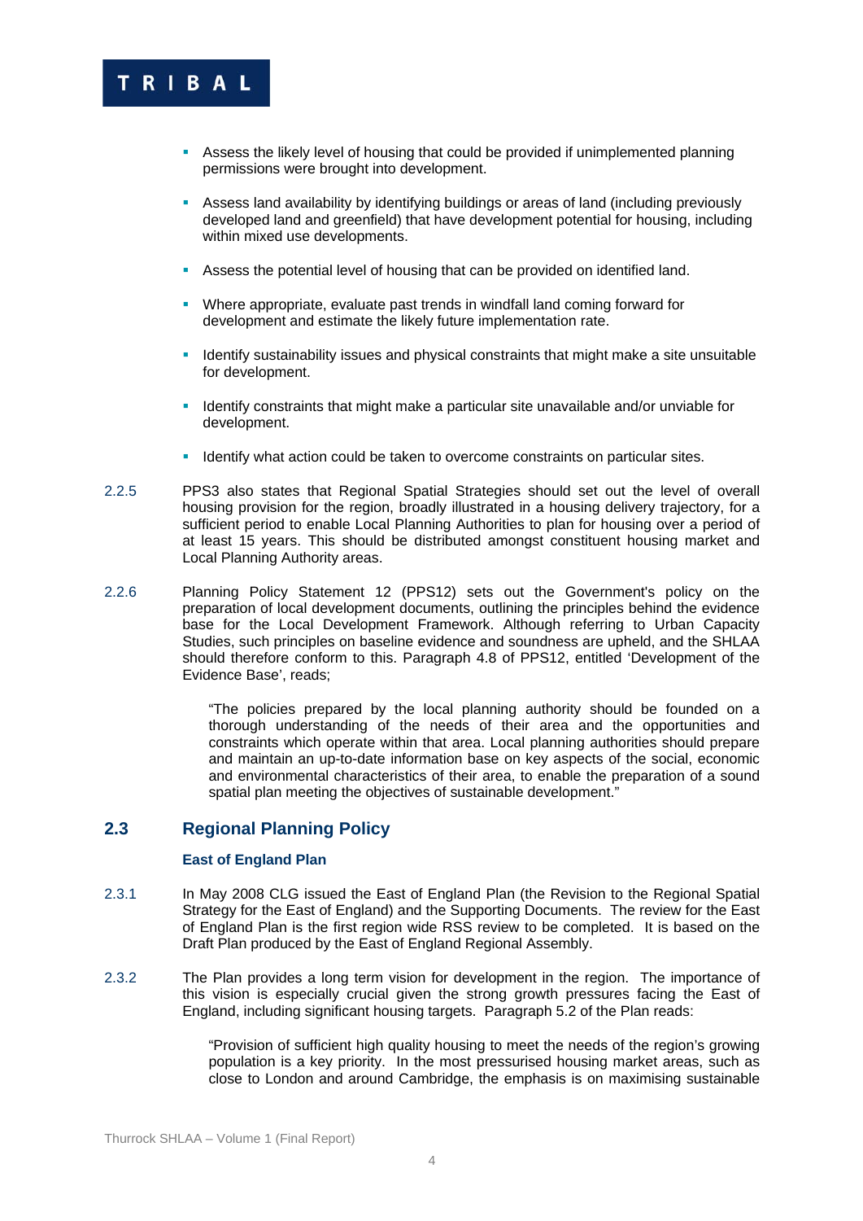- Assess the likely level of housing that could be provided if unimplemented planning permissions were brought into development.
- Assess land availability by identifying buildings or areas of land (including previously developed land and greenfield) that have development potential for housing, including within mixed use developments.
- Assess the potential level of housing that can be provided on identified land.
- Where appropriate, evaluate past trends in windfall land coming forward for development and estimate the likely future implementation rate.
- Identify sustainability issues and physical constraints that might make a site unsuitable for development.
- Identify constraints that might make a particular site unavailable and/or unviable for development.
- Identify what action could be taken to overcome constraints on particular sites.

2.2.5 PPS3 also states that Regional Spatial Strategies should set out the level of overall housing provision for the region, broadly illustrated in a housing delivery trajectory, for a sufficient period to enable Local Planning Authorities to plan for housing over a period of at least 15 years. This should be distributed amongst constituent housing market and Local Planning Authority areas.

2.2.6 Planning Policy Statement 12 (PPS12) sets out the Government's policy on the preparation of local development documents, outlining the principles behind the evidence base for the Local Development Framework. Although referring to Urban Capacity Studies, such principles on baseline evidence and soundness are upheld, and the SHLAA should therefore conform to this. Paragraph 4.8 of PPS12, entitled 'Development of the Evidence Base', reads;

> "The policies prepared by the local planning authority should be founded on a thorough understanding of the needs of their area and the opportunities and constraints which operate within that area. Local planning authorities should prepare and maintain an up-to-date information base on key aspects of the social, economic and environmental characteristics of their area, to enable the preparation of a sound spatial plan meeting the objectives of sustainable development."

## 2.3 Regional Planning Policy

### East of England Plan

2.3.1 In May 2008 CLG issued the East of England Plan (the Revision to the Regional Spatial Strategy for the East of England) and the Supporting Documents. The review for the East of England Plan is the first region wide RSS review to be completed. It is based on the Draft Plan produced by the East of England Regional Assembly.

2.3.2 The Plan provides a long term vision for development in the region. The importance of this vision is especially crucial given the strong growth pressures facing the East of England, including significant housing targets. Paragraph 5.2 of the Plan reads:

> "Provision of sufficient high quality housing to meet the needs of the region's growing population is a key priority. In the most pressurised housing market areas, such as close to London and around Cambridge, the emphasis is on maximising sustainable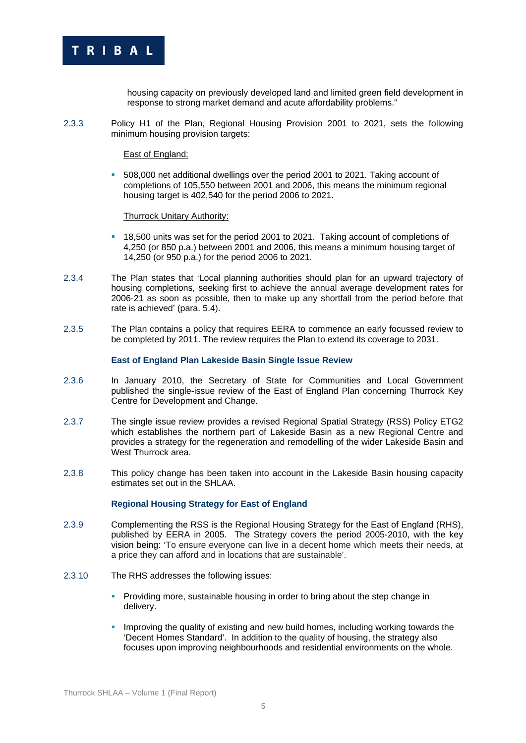housing capacity on previously developed land and limited green field development in response to strong market demand and acute affordability problems."

2.3.3 Policy H1 of the Plan, Regional Housing Provision 2001 to 2021, sets the following minimum housing provision targets:

East of England:

- 508,000 net additional dwellings over the period 2001 to 2021. Taking account of completions of 105,550 between 2001 and 2006, this means the minimum regional housing target is 402,540 for the period 2006 to 2021.

Thurrock Unitary Authority:

- 18,500 units was set for the period 2001 to 2021. Taking account of completions of 4,250 (or 850 p.a.) between 2001 and 2006, this means a minimum housing target of 14,250 (or 950 p.a.) for the period 2006 to 2021.

2.3.4 The Plan states that 'Local planning authorities should plan for an upward trajectory of housing completions, seeking first to achieve the annual average development rates for 2006-21 as soon as possible, then to make up any shortfall from the period before that rate is achieved' (para. 5.4).

2.3.5 The Plan contains a policy that requires EERA to commence an early focussed review to be completed by 2011. The review requires the Plan to extend its coverage to 2031.

### East of England Plan Lakeside Basin Single Issue Review

2.3.6 In January 2010, the Secretary of State for Communities and Local Government published the single-issue review of the East of England Plan concerning Thurrock Key Centre for Development and Change.

2.3.7 The single issue review provides a revised Regional Spatial Strategy (RSS) Policy ETG2 which establishes the northern part of Lakeside Basin as a new Regional Centre and provides a strategy for the regeneration and remodelling of the wider Lakeside Basin and West Thurrock area.

2.3.8 This policy change has been taken into account in the Lakeside Basin housing capacity estimates set out in the SHLAA.

### Regional Housing Strategy for East of England

2.3.9 Complementing the RSS is the Regional Housing Strategy for the East of England (RHS), published by EERA in 2005. The Strategy covers the period 2005-2010, with the key vision being: 'To ensure everyone can live in a decent home which meets their needs, at a price they can afford and in locations that are sustainable'.

2.3.10 The RHS addresses the following issues:

- Providing more, sustainable housing in order to bring about the step change in delivery.
- Improving the quality of existing and new build homes, including working towards the 'Decent Homes Standard'. In addition to the quality of housing, the strategy also focuses upon improving neighbourhoods and residential environments on the whole.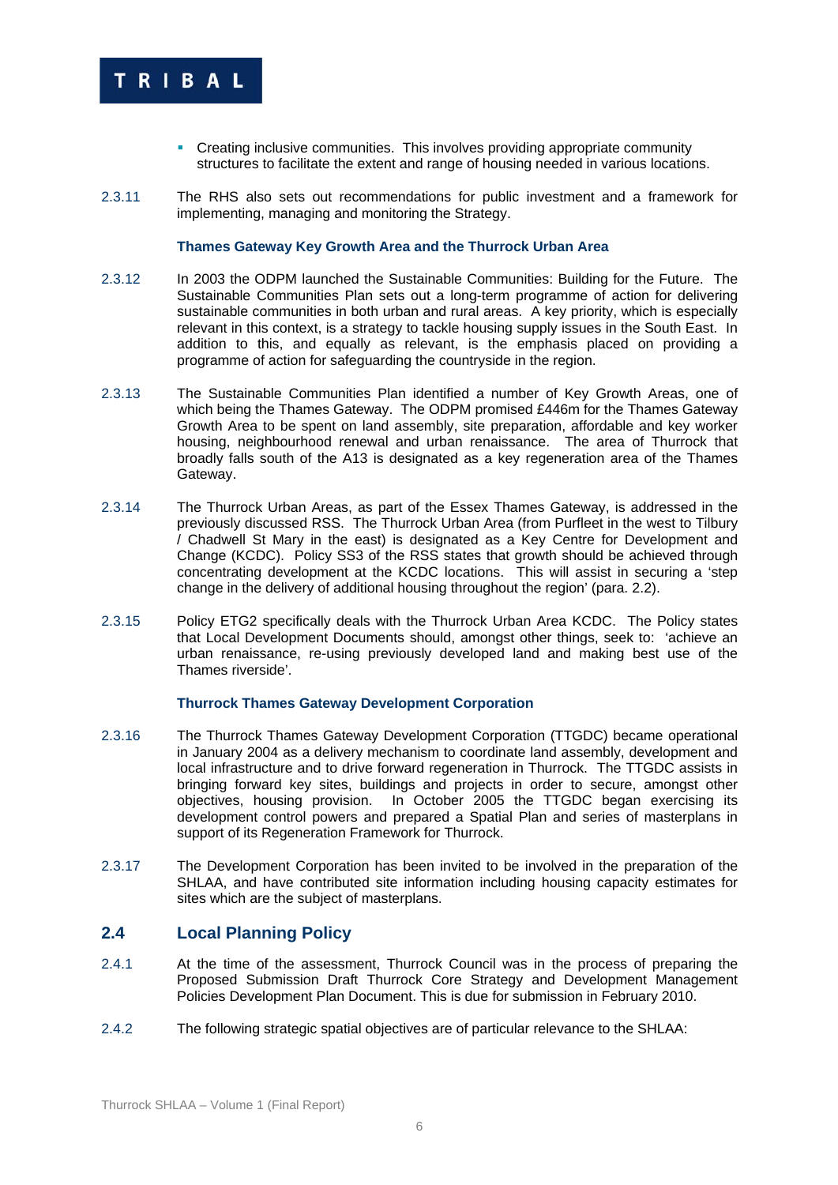- Creating inclusive communities. This involves providing appropriate community structures to facilitate the extent and range of housing needed in various locations.

2.3.11 The RHS also sets out recommendations for public investment and a framework for implementing, managing and monitoring the Strategy.

### Thames Gateway Key Growth Area and the Thurrock Urban Area

2.3.12 In 2003 the ODPM launched the Sustainable Communities: Building for the Future. The Sustainable Communities Plan sets out a long-term programme of action for delivering sustainable communities in both urban and rural areas. A key priority, which is especially relevant in this context, is a strategy to tackle housing supply issues in the South East. In addition to this, and equally as relevant, is the emphasis placed on providing a programme of action for safeguarding the countryside in the region.

2.3.13 The Sustainable Communities Plan identified a number of Key Growth Areas, one of which being the Thames Gateway. The ODPM promised £446m for the Thames Gateway Growth Area to be spent on land assembly, site preparation, affordable and key worker housing, neighbourhood renewal and urban renaissance. The area of Thurrock that broadly falls south of the A13 is designated as a key regeneration area of the Thames Gateway.

2.3.14 The Thurrock Urban Areas, as part of the Essex Thames Gateway, is addressed in the previously discussed RSS. The Thurrock Urban Area (from Purfleet in the west to Tilbury / Chadwell St Mary in the east) is designated as a Key Centre for Development and Change (KCDC). Policy SS3 of the RSS states that growth should be achieved through concentrating development at the KCDC locations. This will assist in securing a 'step change in the delivery of additional housing throughout the region' (para. 2.2).

2.3.15 Policy ETG2 specifically deals with the Thurrock Urban Area KCDC. The Policy states that Local Development Documents should, amongst other things, seek to: 'achieve an urban renaissance, re-using previously developed land and making best use of the Thames riverside'.

### Thurrock Thames Gateway Development Corporation

2.3.16 The Thurrock Thames Gateway Development Corporation (TTGDC) became operational in January 2004 as a delivery mechanism to coordinate land assembly, development and local infrastructure and to drive forward regeneration in Thurrock. The TTGDC assists in bringing forward key sites, buildings and projects in order to secure, amongst other objectives, housing provision. In October 2005 the TTGDC began exercising its development control powers and prepared a Spatial Plan and series of masterplans in support of its Regeneration Framework for Thurrock.

2.3.17 The Development Corporation has been invited to be involved in the preparation of the SHLAA, and have contributed site information including housing capacity estimates for sites which are the subject of masterplans.

## 2.4 Local Planning Policy

2.4.1 At the time of the assessment, Thurrock Council was in the process of preparing the Proposed Submission Draft Thurrock Core Strategy and Development Management Policies Development Plan Document. This is due for submission in February 2010.

2.4.2 The following strategic spatial objectives are of particular relevance to the SHLAA: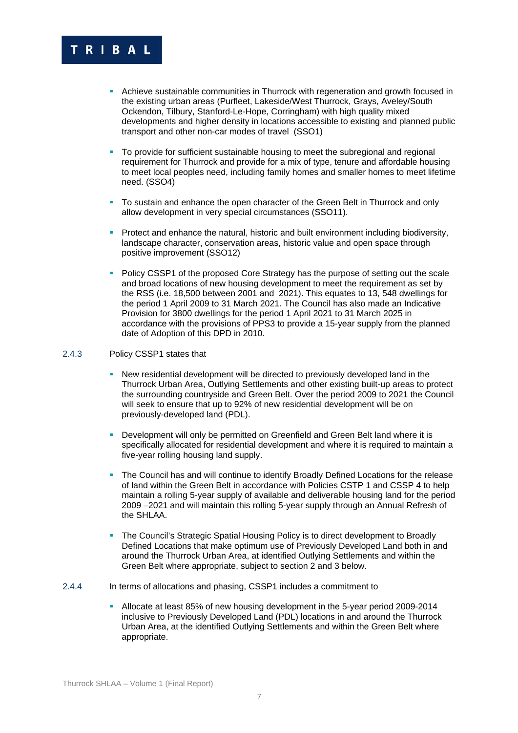- Achieve sustainable communities in Thurrock with regeneration and growth focused in the existing urban areas (Purfleet, Lakeside/West Thurrock, Grays, Aveley/South Ockendon, Tilbury, Stanford-Le-Hope, Corringham) with high quality mixed developments and higher density in locations accessible to existing and planned public transport and other non-car modes of travel (SSO1)

- To provide for sufficient sustainable housing to meet the subregional and regional requirement for Thurrock and provide for a mix of type, tenure and affordable housing to meet local peoples need, including family homes and smaller homes to meet lifetime need. (SSO4)

- To sustain and enhance the open character of the Green Belt in Thurrock and only allow development in very special circumstances (SSO11).

- Protect and enhance the natural, historic and built environment including biodiversity, landscape character, conservation areas, historic value and open space through positive improvement (SSO12)

- Policy CSSP1 of the proposed Core Strategy has the purpose of setting out the scale and broad locations of new housing development to meet the requirement as set by the RSS (i.e. 18,500 between 2001 and 2021). This equates to 13, 548 dwellings for the period 1 April 2009 to 31 March 2021. The Council has also made an Indicative Provision for 3800 dwellings for the period 1 April 2021 to 31 March 2025 in accordance with the provisions of PPS3 to provide a 15-year supply from the planned date of Adoption of this DPD in 2010.

2.4.3 Policy CSSP1 states that

- New residential development will be directed to previously developed land in the Thurrock Urban Area, Outlying Settlements and other existing built-up areas to protect the surrounding countryside and Green Belt. Over the period 2009 to 2021 the Council will seek to ensure that up to 92% of new residential development will be on previously-developed land (PDL).

- Development will only be permitted on Greenfield and Green Belt land where it is specifically allocated for residential development and where it is required to maintain a five-year rolling housing land supply.

- The Council has and will continue to identify Broadly Defined Locations for the release of land within the Green Belt in accordance with Policies CSTP 1 and CSSP 4 to help maintain a rolling 5-year supply of available and deliverable housing land for the period 2009 –2021 and will maintain this rolling 5-year supply through an Annual Refresh of the SHLAA.

- The Council's Strategic Spatial Housing Policy is to direct development to Broadly Defined Locations that make optimum use of Previously Developed Land both in and around the Thurrock Urban Area, at identified Outlying Settlements and within the Green Belt where appropriate, subject to section 2 and 3 below.

2.4.4 In terms of allocations and phasing, CSSP1 includes a commitment to

- Allocate at least 85% of new housing development in the 5-year period 2009-2014 inclusive to Previously Developed Land (PDL) locations in and around the Thurrock Urban Area, at the identified Outlying Settlements and within the Green Belt where appropriate.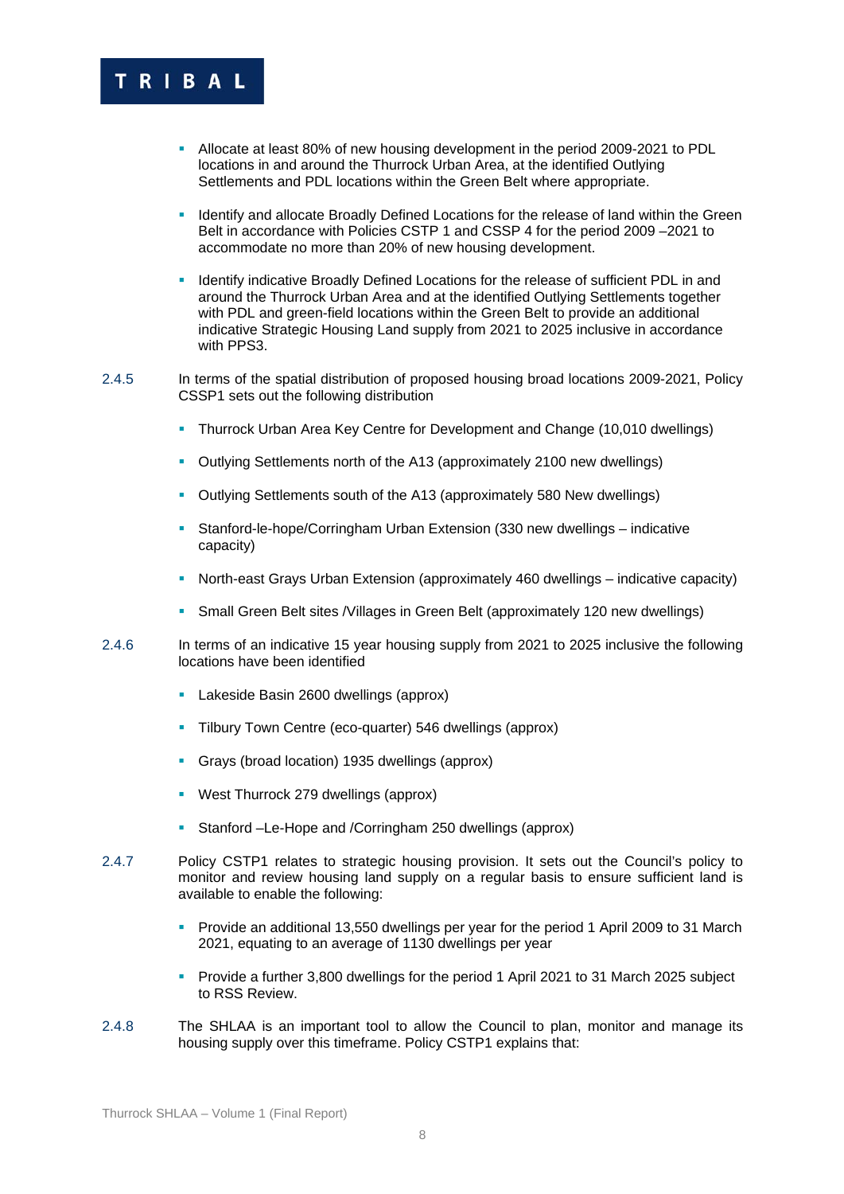- Allocate at least 80% of new housing development in the period 2009-2021 to PDL locations in and around the Thurrock Urban Area, at the identified Outlying Settlements and PDL locations within the Green Belt where appropriate.
- Identify and allocate Broadly Defined Locations for the release of land within the Green Belt in accordance with Policies CSTP 1 and CSSP 4 for the period 2009 –2021 to accommodate no more than 20% of new housing development.
- Identify indicative Broadly Defined Locations for the release of sufficient PDL in and around the Thurrock Urban Area and at the identified Outlying Settlements together with PDL and green-field locations within the Green Belt to provide an additional indicative Strategic Housing Land supply from 2021 to 2025 inclusive in accordance with PPS3.

2.4.5 In terms of the spatial distribution of proposed housing broad locations 2009-2021, Policy CSSP1 sets out the following distribution

- Thurrock Urban Area Key Centre for Development and Change (10,010 dwellings)
- Outlying Settlements north of the A13 (approximately 2100 new dwellings)
- Outlying Settlements south of the A13 (approximately 580 New dwellings)
- Stanford-le-hope/Corringham Urban Extension (330 new dwellings – indicative capacity)
- North-east Grays Urban Extension (approximately 460 dwellings – indicative capacity)
- Small Green Belt sites /Villages in Green Belt (approximately 120 new dwellings)

2.4.6 In terms of an indicative 15 year housing supply from 2021 to 2025 inclusive the following locations have been identified

- Lakeside Basin 2600 dwellings (approx)
- Tilbury Town Centre (eco-quarter) 546 dwellings (approx)
- Grays (broad location) 1935 dwellings (approx)
- West Thurrock 279 dwellings (approx)
- Stanford –Le-Hope and /Corringham 250 dwellings (approx)

2.4.7 Policy CSTP1 relates to strategic housing provision. It sets out the Council's policy to monitor and review housing land supply on a regular basis to ensure sufficient land is available to enable the following:

- Provide an additional 13,550 dwellings per year for the period 1 April 2009 to 31 March 2021, equating to an average of 1130 dwellings per year
- Provide a further 3,800 dwellings for the period 1 April 2021 to 31 March 2025 subject to RSS Review.

2.4.8 The SHLAA is an important tool to allow the Council to plan, monitor and manage its housing supply over this timeframe. Policy CSTP1 explains that: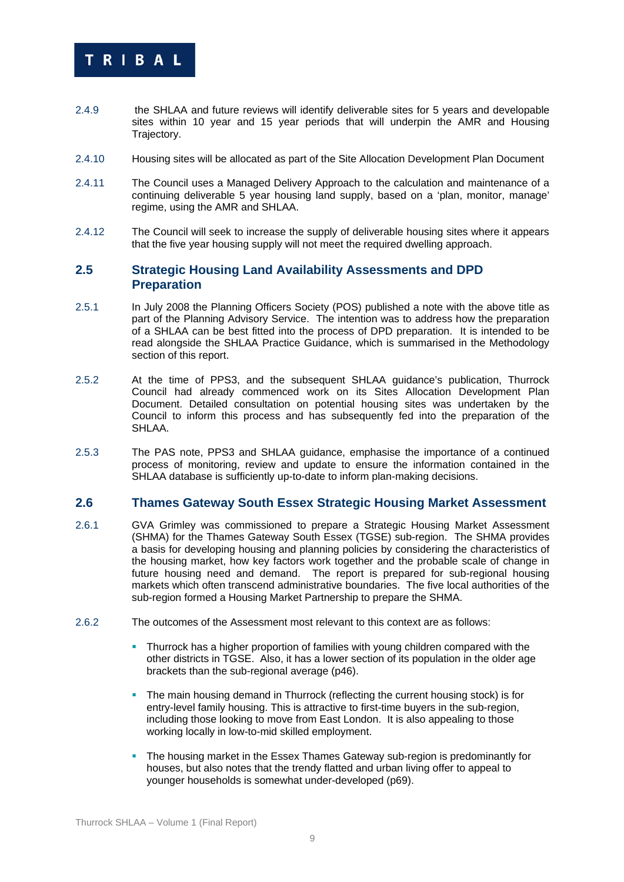2.4.9 the SHLAA and future reviews will identify deliverable sites for 5 years and developable sites within 10 year and 15 year periods that will underpin the AMR and Housing Trajectory.

2.4.10 Housing sites will be allocated as part of the Site Allocation Development Plan Document

2.4.11 The Council uses a Managed Delivery Approach to the calculation and maintenance of a continuing deliverable 5 year housing land supply, based on a 'plan, monitor, manage' regime, using the AMR and SHLAA.

2.4.12 The Council will seek to increase the supply of deliverable housing sites where it appears that the five year housing supply will not meet the required dwelling approach.

## 2.5 Strategic Housing Land Availability Assessments and DPD Preparation

2.5.1 In July 2008 the Planning Officers Society (POS) published a note with the above title as part of the Planning Advisory Service. The intention was to address how the preparation of a SHLAA can be best fitted into the process of DPD preparation. It is intended to be read alongside the SHLAA Practice Guidance, which is summarised in the Methodology section of this report.

2.5.2 At the time of PPS3, and the subsequent SHLAA guidance's publication, Thurrock Council had already commenced work on its Sites Allocation Development Plan Document. Detailed consultation on potential housing sites was undertaken by the Council to inform this process and has subsequently fed into the preparation of the SHLAA.

2.5.3 The PAS note, PPS3 and SHLAA guidance, emphasise the importance of a continued process of monitoring, review and update to ensure the information contained in the SHLAA database is sufficiently up-to-date to inform plan-making decisions.

## 2.6 Thames Gateway South Essex Strategic Housing Market Assessment

2.6.1 GVA Grimley was commissioned to prepare a Strategic Housing Market Assessment (SHMA) for the Thames Gateway South Essex (TGSE) sub-region. The SHMA provides a basis for developing housing and planning policies by considering the characteristics of the housing market, how key factors work together and the probable scale of change in future housing need and demand. The report is prepared for sub-regional housing markets which often transcend administrative boundaries. The five local authorities of the sub-region formed a Housing Market Partnership to prepare the SHMA.

2.6.2 The outcomes of the Assessment most relevant to this context are as follows:

- Thurrock has a higher proportion of families with young children compared with the other districts in TGSE. Also, it has a lower section of its population in the older age brackets than the sub-regional average (p46).
- The main housing demand in Thurrock (reflecting the current housing stock) is for entry-level family housing. This is attractive to first-time buyers in the sub-region, including those looking to move from East London. It is also appealing to those working locally in low-to-mid skilled employment.
- The housing market in the Essex Thames Gateway sub-region is predominantly for houses, but also notes that the trendy flatted and urban living offer to appeal to younger households is somewhat under-developed (p69).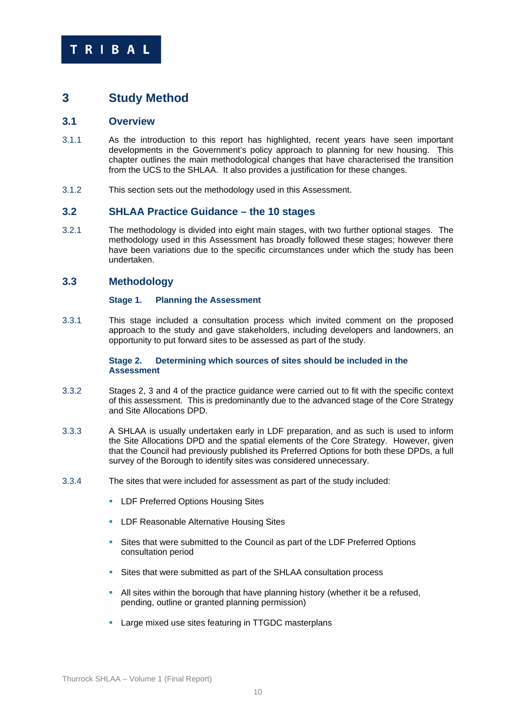# 3 Study Method

## 3.1 Overview

3.1.1 As the introduction to this report has highlighted, recent years have seen important developments in the Government's policy approach to planning for new housing. This chapter outlines the main methodological changes that have characterised the transition from the UCS to the SHLAA. It also provides a justification for these changes.

3.1.2 This section sets out the methodology used in this Assessment.

## 3.2 SHLAA Practice Guidance – the 10 stages

3.2.1 The methodology is divided into eight main stages, with two further optional stages. The methodology used in this Assessment has broadly followed these stages; however there have been variations due to the specific circumstances under which the study has been undertaken.

## 3.3 Methodology

### Stage 1. Planning the Assessment

3.3.1 This stage included a consultation process which invited comment on the proposed approach to the study and gave stakeholders, including developers and landowners, an opportunity to put forward sites to be assessed as part of the study.

### Stage 2. Determining which sources of sites should be included in the Assessment

3.3.2 Stages 2, 3 and 4 of the practice guidance were carried out to fit with the specific context of this assessment. This is predominantly due to the advanced stage of the Core Strategy and Site Allocations DPD.

3.3.3 A SHLAA is usually undertaken early in LDF preparation, and as such is used to inform the Site Allocations DPD and the spatial elements of the Core Strategy. However, given that the Council had previously published its Preferred Options for both these DPDs, a full survey of the Borough to identify sites was considered unnecessary.

3.3.4 The sites that were included for assessment as part of the study included:

- LDF Preferred Options Housing Sites
- LDF Reasonable Alternative Housing Sites
- Sites that were submitted to the Council as part of the LDF Preferred Options consultation period
- Sites that were submitted as part of the SHLAA consultation process
- All sites within the borough that have planning history (whether it be a refused, pending, outline or granted planning permission)
- Large mixed use sites featuring in TTGDC masterplans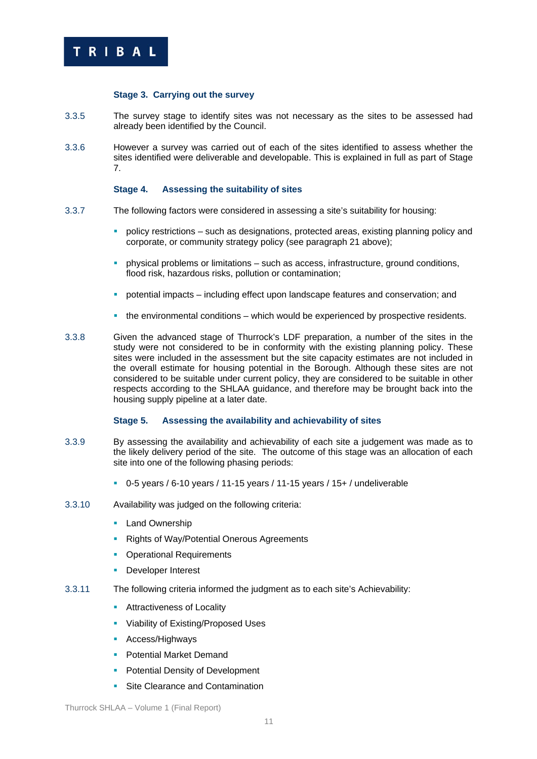### Stage 3. Carrying out the survey

3.3.5 The survey stage to identify sites was not necessary as the sites to be assessed had already been identified by the Council.

3.3.6 However a survey was carried out of each of the sites identified to assess whether the sites identified were deliverable and developable. This is explained in full as part of Stage 7.

### Stage 4. Assessing the suitability of sites

3.3.7 The following factors were considered in assessing a site's suitability for housing:

- policy restrictions – such as designations, protected areas, existing planning policy and corporate, or community strategy policy (see paragraph 21 above);
- physical problems or limitations – such as access, infrastructure, ground conditions, flood risk, hazardous risks, pollution or contamination;
- potential impacts – including effect upon landscape features and conservation; and
- the environmental conditions – which would be experienced by prospective residents.

3.3.8 Given the advanced stage of Thurrock's LDF preparation, a number of the sites in the study were not considered to be in conformity with the existing planning policy. These sites were included in the assessment but the site capacity estimates are not included in the overall estimate for housing potential in the Borough. Although these sites are not considered to be suitable under current policy, they are considered to be suitable in other respects according to the SHLAA guidance, and therefore may be brought back into the housing supply pipeline at a later date.

### Stage 5. Assessing the availability and achievability of sites

3.3.9 By assessing the availability and achievability of each site a judgement was made as to the likely delivery period of the site. The outcome of this stage was an allocation of each site into one of the following phasing periods:

- 0-5 years / 6-10 years / 11-15 years / 11-15 years / 15+ / undeliverable

3.3.10 Availability was judged on the following criteria:

- Land Ownership
- Rights of Way/Potential Onerous Agreements
- Operational Requirements
- Developer Interest

3.3.11 The following criteria informed the judgment as to each site's Achievability:

- Attractiveness of Locality
- Viability of Existing/Proposed Uses
- Access/Highways
- Potential Market Demand
- Potential Density of Development
- Site Clearance and Contamination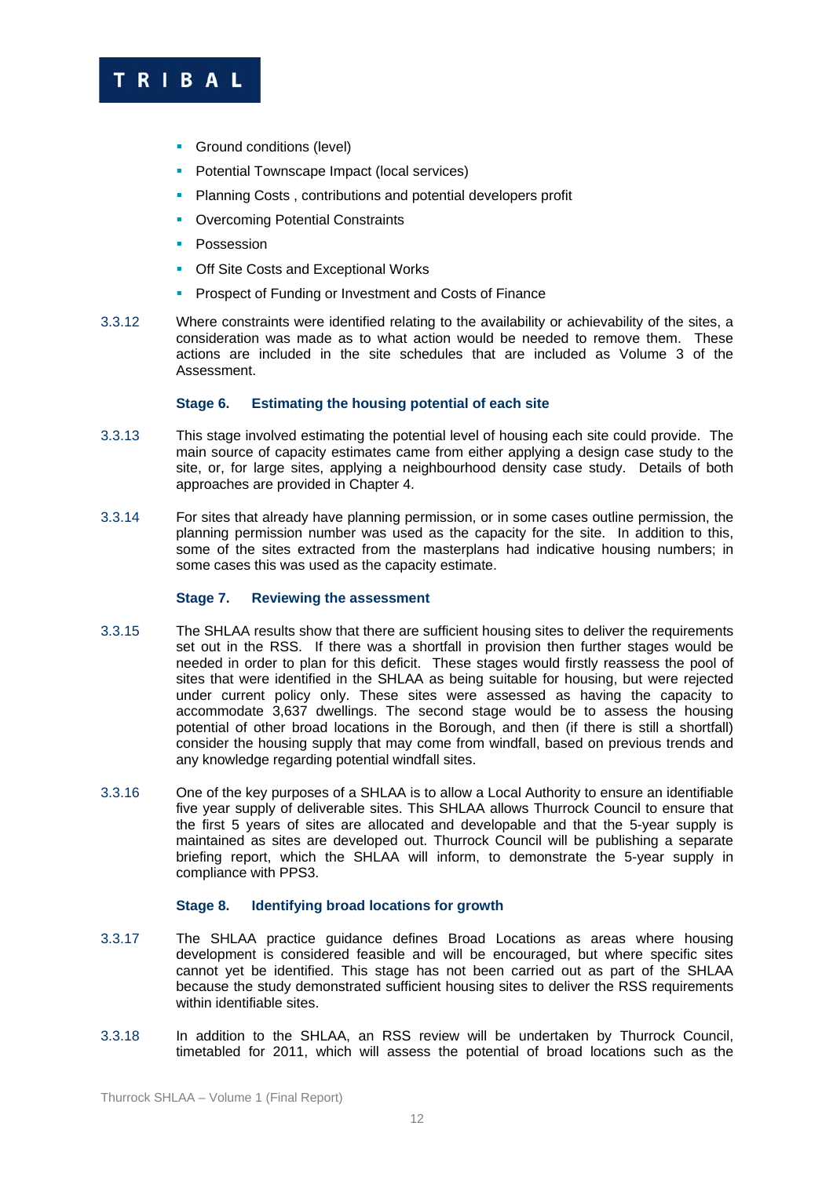- Ground conditions (level)
- Potential Townscape Impact (local services)
- Planning Costs , contributions and potential developers profit
- Overcoming Potential Constraints
- Possession
- Off Site Costs and Exceptional Works
- Prospect of Funding or Investment and Costs of Finance

3.3.12 Where constraints were identified relating to the availability or achievability of the sites, a consideration was made as to what action would be needed to remove them. These actions are included in the site schedules that are included as Volume 3 of the Assessment.

### Stage 6. Estimating the housing potential of each site

3.3.13 This stage involved estimating the potential level of housing each site could provide. The main source of capacity estimates came from either applying a design case study to the site, or, for large sites, applying a neighbourhood density case study. Details of both approaches are provided in Chapter 4.

3.3.14 For sites that already have planning permission, or in some cases outline permission, the planning permission number was used as the capacity for the site. In addition to this, some of the sites extracted from the masterplans had indicative housing numbers; in some cases this was used as the capacity estimate.

### Stage 7. Reviewing the assessment

3.3.15 The SHLAA results show that there are sufficient housing sites to deliver the requirements set out in the RSS. If there was a shortfall in provision then further stages would be needed in order to plan for this deficit. These stages would firstly reassess the pool of sites that were identified in the SHLAA as being suitable for housing, but were rejected under current policy only. These sites were assessed as having the capacity to accommodate 3,637 dwellings. The second stage would be to assess the housing potential of other broad locations in the Borough, and then (if there is still a shortfall) consider the housing supply that may come from windfall, based on previous trends and any knowledge regarding potential windfall sites.

3.3.16 One of the key purposes of a SHLAA is to allow a Local Authority to ensure an identifiable five year supply of deliverable sites. This SHLAA allows Thurrock Council to ensure that the first 5 years of sites are allocated and developable and that the 5-year supply is maintained as sites are developed out. Thurrock Council will be publishing a separate briefing report, which the SHLAA will inform, to demonstrate the 5-year supply in compliance with PPS3.

### Stage 8. Identifying broad locations for growth

3.3.17 The SHLAA practice guidance defines Broad Locations as areas where housing development is considered feasible and will be encouraged, but where specific sites cannot yet be identified. This stage has not been carried out as part of the SHLAA because the study demonstrated sufficient housing sites to deliver the RSS requirements within identifiable sites.

3.3.18 In addition to the SHLAA, an RSS review will be undertaken by Thurrock Council, timetabled for 2011, which will assess the potential of broad locations such as the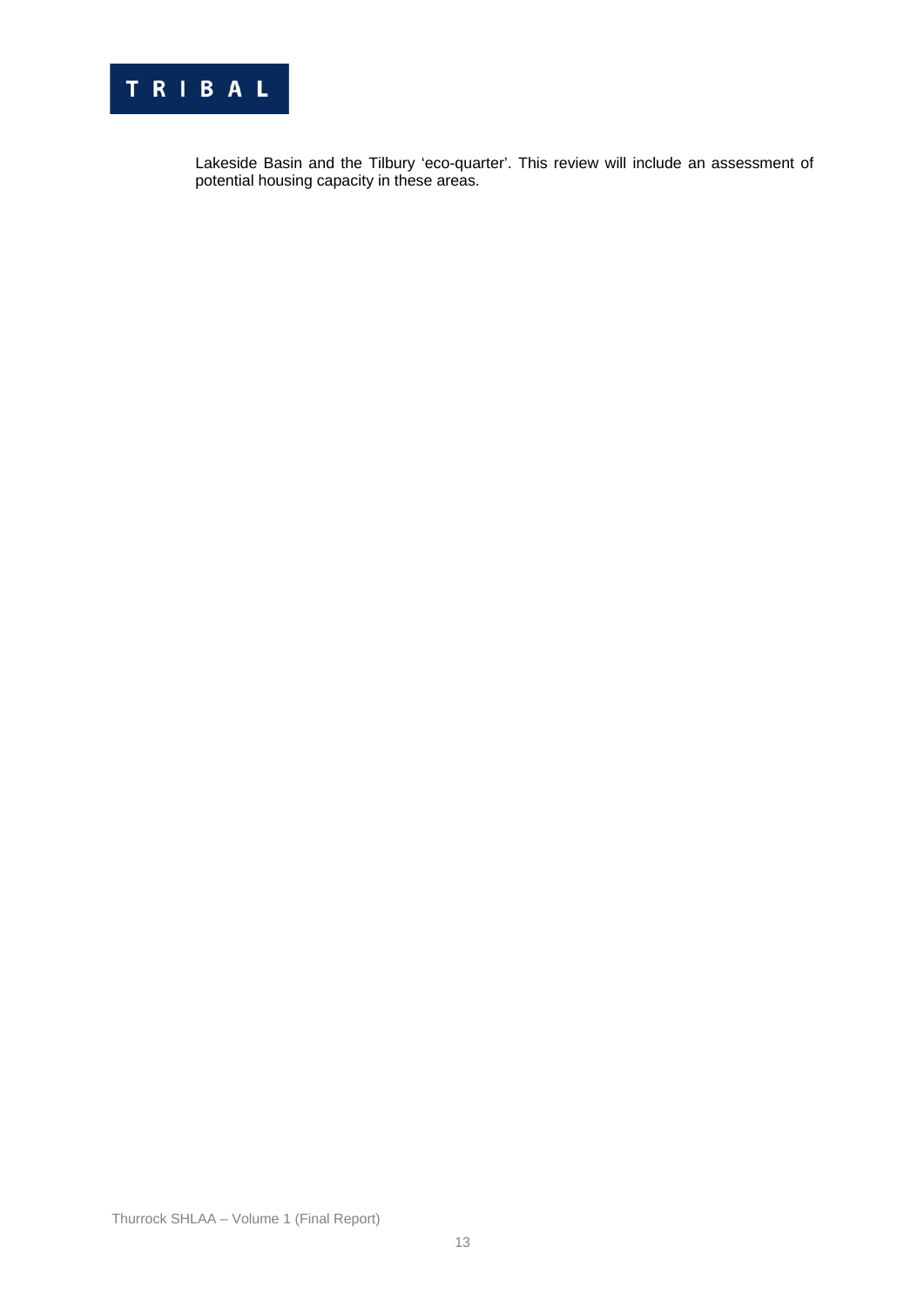Lakeside Basin and the Tilbury 'eco-quarter'. This review will include an assessment of potential housing capacity in these areas.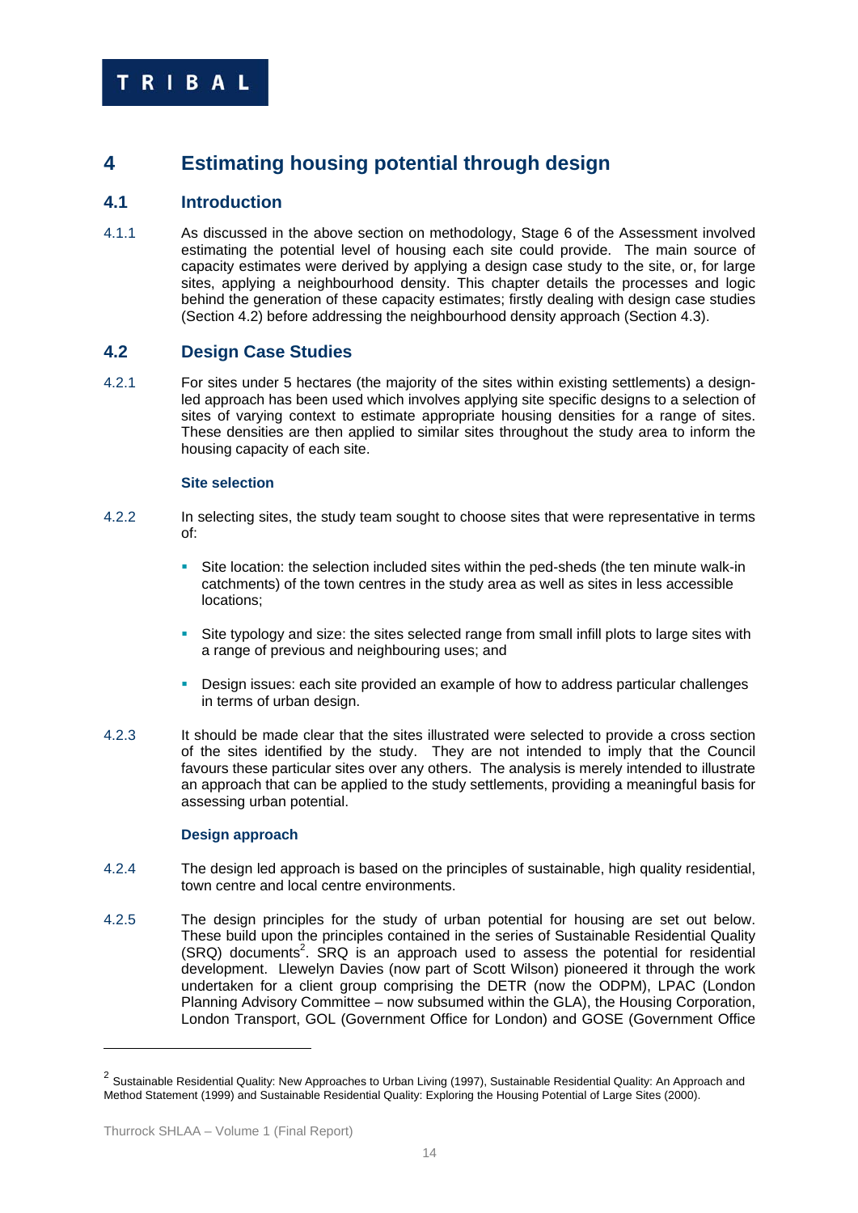# 4 Estimating housing potential through design

## 4.1 Introduction

4.1.1 As discussed in the above section on methodology, Stage 6 of the Assessment involved estimating the potential level of housing each site could provide. The main source of capacity estimates were derived by applying a design case study to the site, or, for large sites, applying a neighbourhood density. This chapter details the processes and logic behind the generation of these capacity estimates; firstly dealing with design case studies (Section 4.2) before addressing the neighbourhood density approach (Section 4.3).

## 4.2 Design Case Studies

4.2.1 For sites under 5 hectares (the majority of the sites within existing settlements) a design-led approach has been used which involves applying site specific designs to a selection of sites of varying context to estimate appropriate housing densities for a range of sites. These densities are then applied to similar sites throughout the study area to inform the housing capacity of each site.

### Site selection

4.2.2 In selecting sites, the study team sought to choose sites that were representative in terms of:

- Site location: the selection included sites within the ped-sheds (the ten minute walk-in catchments) of the town centres in the study area as well as sites in less accessible locations;
- Site typology and size: the sites selected range from small infill plots to large sites with a range of previous and neighbouring uses; and
- Design issues: each site provided an example of how to address particular challenges in terms of urban design.

4.2.3 It should be made clear that the sites illustrated were selected to provide a cross section of the sites identified by the study. They are not intended to imply that the Council favours these particular sites over any others. The analysis is merely intended to illustrate an approach that can be applied to the study settlements, providing a meaningful basis for assessing urban potential.

### Design approach

4.2.4 The design led approach is based on the principles of sustainable, high quality residential, town centre and local centre environments.

4.2.5 The design principles for the study of urban potential for housing are set out below. These build upon the principles contained in the series of Sustainable Residential Quality (SRQ) documents[2]. SRQ is an approach used to assess the potential for residential development. Llewelyn Davies (now part of Scott Wilson) pioneered it through the work undertaken for a client group comprising the DETR (now the ODPM), LPAC (London Planning Advisory Committee – now subsumed within the GLA), the Housing Corporation, London Transport, GOL (Government Office for London) and GOSE (Government Office

[2] Sustainable Residential Quality: New Approaches to Urban Living (1997), Sustainable Residential Quality: An Approach and Method Statement (1999) and Sustainable Residential Quality: Exploring the Housing Potential of Large Sites (2000).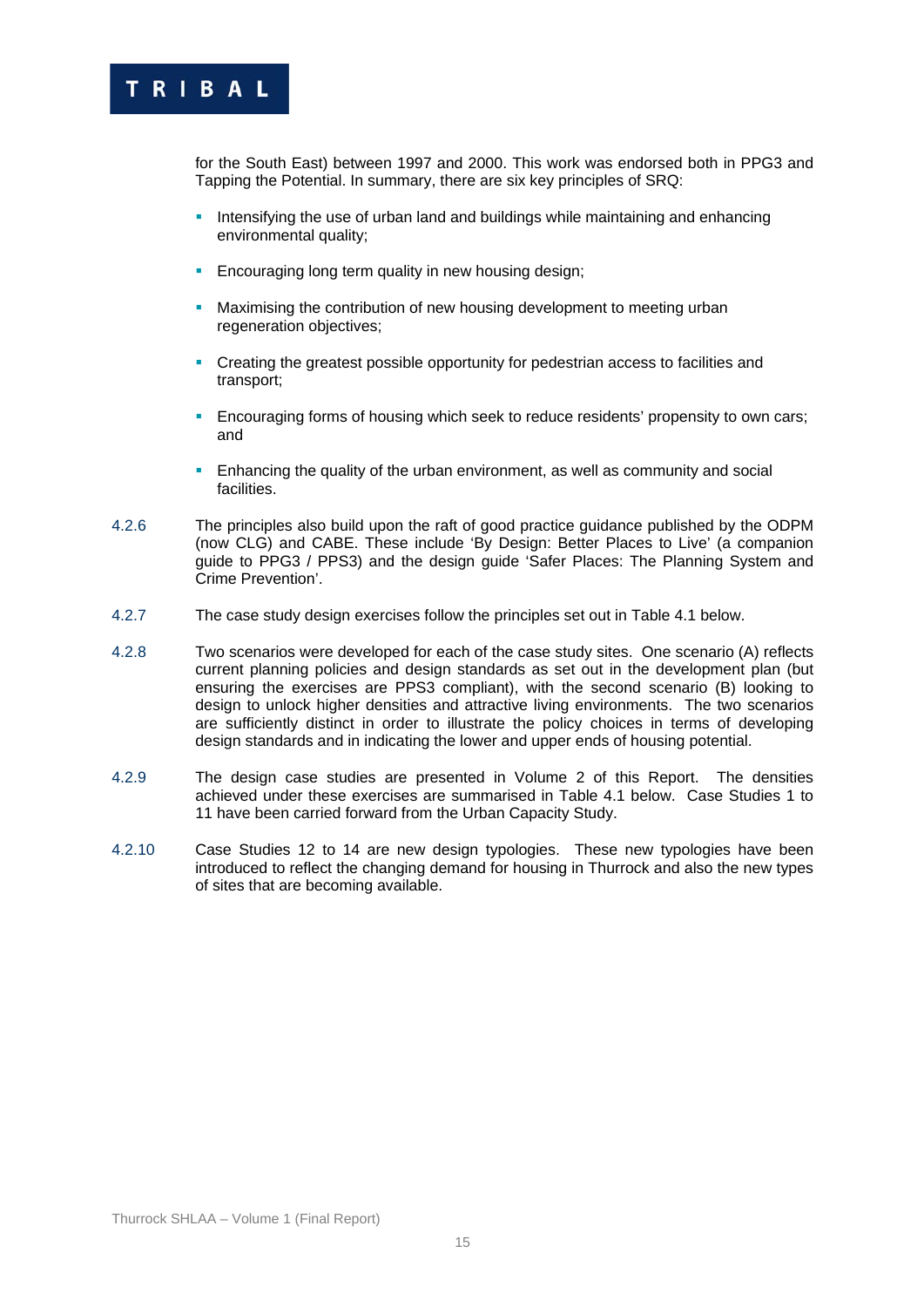for the South East) between 1997 and 2000. This work was endorsed both in PPG3 and Tapping the Potential. In summary, there are six key principles of SRQ:

- Intensifying the use of urban land and buildings while maintaining and enhancing environmental quality;
- Encouraging long term quality in new housing design;
- Maximising the contribution of new housing development to meeting urban regeneration objectives;
- Creating the greatest possible opportunity for pedestrian access to facilities and transport;
- Encouraging forms of housing which seek to reduce residents' propensity to own cars; and
- Enhancing the quality of the urban environment, as well as community and social facilities.

4.2.6 The principles also build upon the raft of good practice guidance published by the ODPM (now CLG) and CABE. These include 'By Design: Better Places to Live' (a companion guide to PPG3 / PPS3) and the design guide 'Safer Places: The Planning System and Crime Prevention'.

4.2.7 The case study design exercises follow the principles set out in Table 4.1 below.

4.2.8 Two scenarios were developed for each of the case study sites. One scenario (A) reflects current planning policies and design standards as set out in the development plan (but ensuring the exercises are PPS3 compliant), with the second scenario (B) looking to design to unlock higher densities and attractive living environments. The two scenarios are sufficiently distinct in order to illustrate the policy choices in terms of developing design standards and in indicating the lower and upper ends of housing potential.

4.2.9 The design case studies are presented in Volume 2 of this Report. The densities achieved under these exercises are summarised in Table 4.1 below. Case Studies 1 to 11 have been carried forward from the Urban Capacity Study.

4.2.10 Case Studies 12 to 14 are new design typologies. These new typologies have been introduced to reflect the changing demand for housing in Thurrock and also the new types of sites that are becoming available.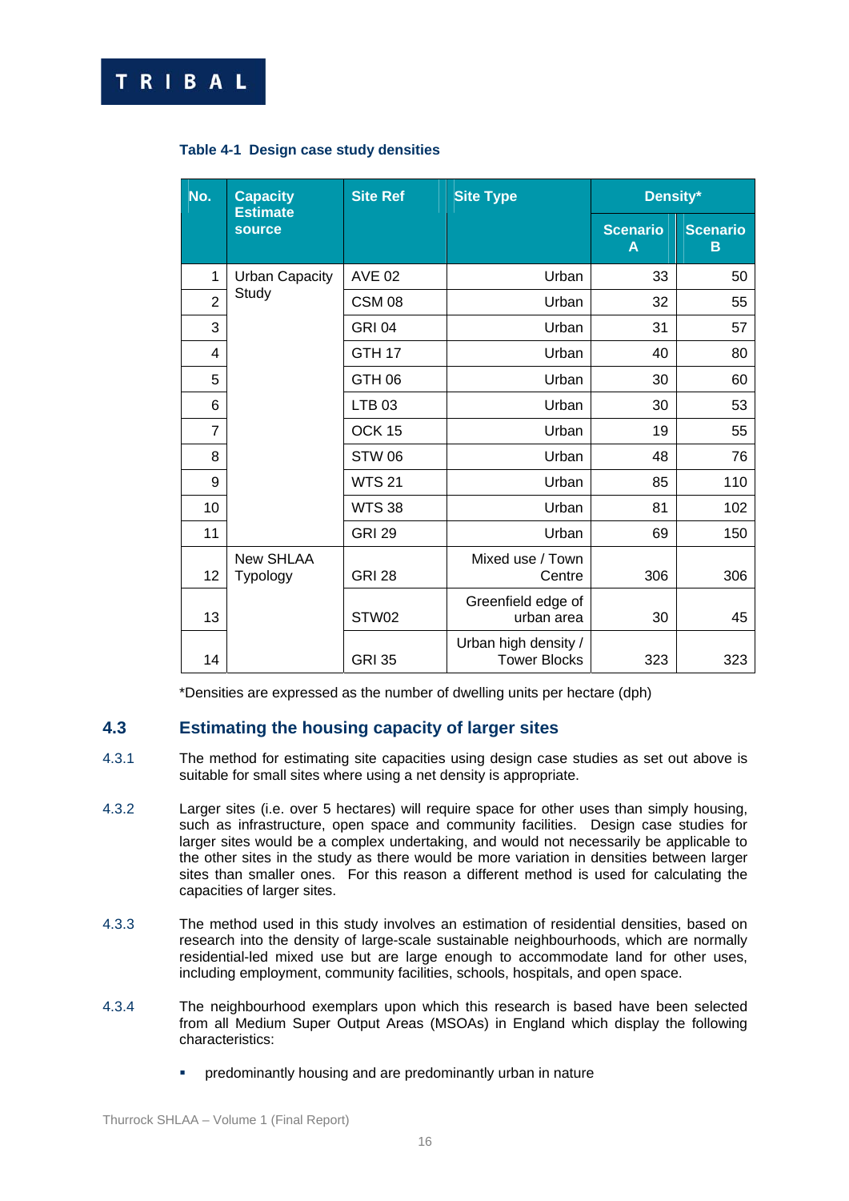**Table 4-1 Design case study densities**

| No. | Capacity Estimate source | Site Ref | Site Type | Density* | |
|---|---|---|---|---|---|
| | | | | Scenario A | Scenario B |
| 1 | Urban Capacity Study | AVE 02 | Urban | 33 | 50 |
| 2 | | CSM 08 | Urban | 32 | 55 |
| 3 | | GRI 04 | Urban | 31 | 57 |
| 4 | | GTH 17 | Urban | 40 | 80 |
| 5 | | GTH 06 | Urban | 30 | 60 |
| 6 | | LTB 03 | Urban | 30 | 53 |
| 7 | | OCK 15 | Urban | 19 | 55 |
| 8 | | STW 06 | Urban | 48 | 76 |
| 9 | | WTS 21 | Urban | 85 | 110 |
| 10 | | WTS 38 | Urban | 81 | 102 |
| 11 | | GRI 29 | Urban | 69 | 150 |
| 12 | New SHLAA Typology | GRI 28 | Mixed use / Town Centre | 306 | 306 |
| 13 | | STW02 | Greenfield edge of urban area | 30 | 45 |
| 14 | | GRI 35 | Urban high density / Tower Blocks | 323 | 323 |

*Densities are expressed as the number of dwelling units per hectare (dph)

## 4.3 Estimating the housing capacity of larger sites

4.3.1 The method for estimating site capacities using design case studies as set out above is suitable for small sites where using a net density is appropriate.

4.3.2 Larger sites (i.e. over 5 hectares) will require space for other uses than simply housing, such as infrastructure, open space and community facilities. Design case studies for larger sites would be a complex undertaking, and would not necessarily be applicable to the other sites in the study as there would be more variation in densities between larger sites than smaller ones. For this reason a different method is used for calculating the capacities of larger sites.

4.3.3 The method used in this study involves an estimation of residential densities, based on research into the density of large-scale sustainable neighbourhoods, which are normally residential-led mixed use but are large enough to accommodate land for other uses, including employment, community facilities, schools, hospitals, and open space.

4.3.4 The neighbourhood exemplars upon which this research is based have been selected from all Medium Super Output Areas (MSOAs) in England which display the following characteristics:

- predominantly housing and are predominantly urban in nature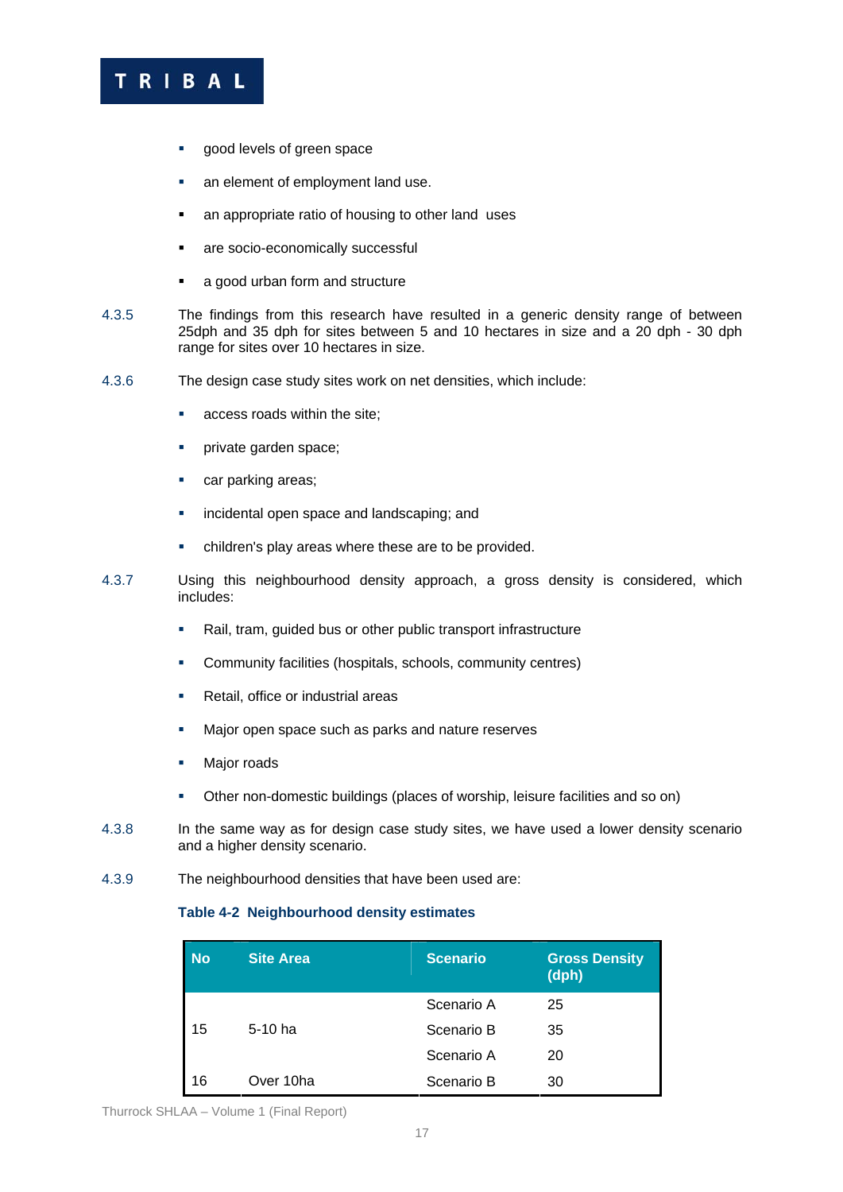- good levels of green space
- an element of employment land use.
- an appropriate ratio of housing to other land uses
- are socio-economically successful
- a good urban form and structure

4.3.5 The findings from this research have resulted in a generic density range of between 25dph and 35 dph for sites between 5 and 10 hectares in size and a 20 dph - 30 dph range for sites over 10 hectares in size.

4.3.6 The design case study sites work on net densities, which include:

- access roads within the site;
- private garden space;
- car parking areas;
- incidental open space and landscaping; and
- children's play areas where these are to be provided.

4.3.7 Using this neighbourhood density approach, a gross density is considered, which includes:

- Rail, tram, guided bus or other public transport infrastructure
- Community facilities (hospitals, schools, community centres)
- Retail, office or industrial areas
- Major open space such as parks and nature reserves
- Major roads
- Other non-domestic buildings (places of worship, leisure facilities and so on)

4.3.8 In the same way as for design case study sites, we have used a lower density scenario and a higher density scenario.

4.3.9 The neighbourhood densities that have been used are:

**Table 4-2 Neighbourhood density estimates**

| No | Site Area | Scenario | Gross Density (dph) |
|---|---|---|---|
| 15 | 5-10 ha | Scenario A | 25 |
| | | Scenario B | 35 |
| 16 | Over 10ha | Scenario A | 20 |
| | | Scenario B | 30 |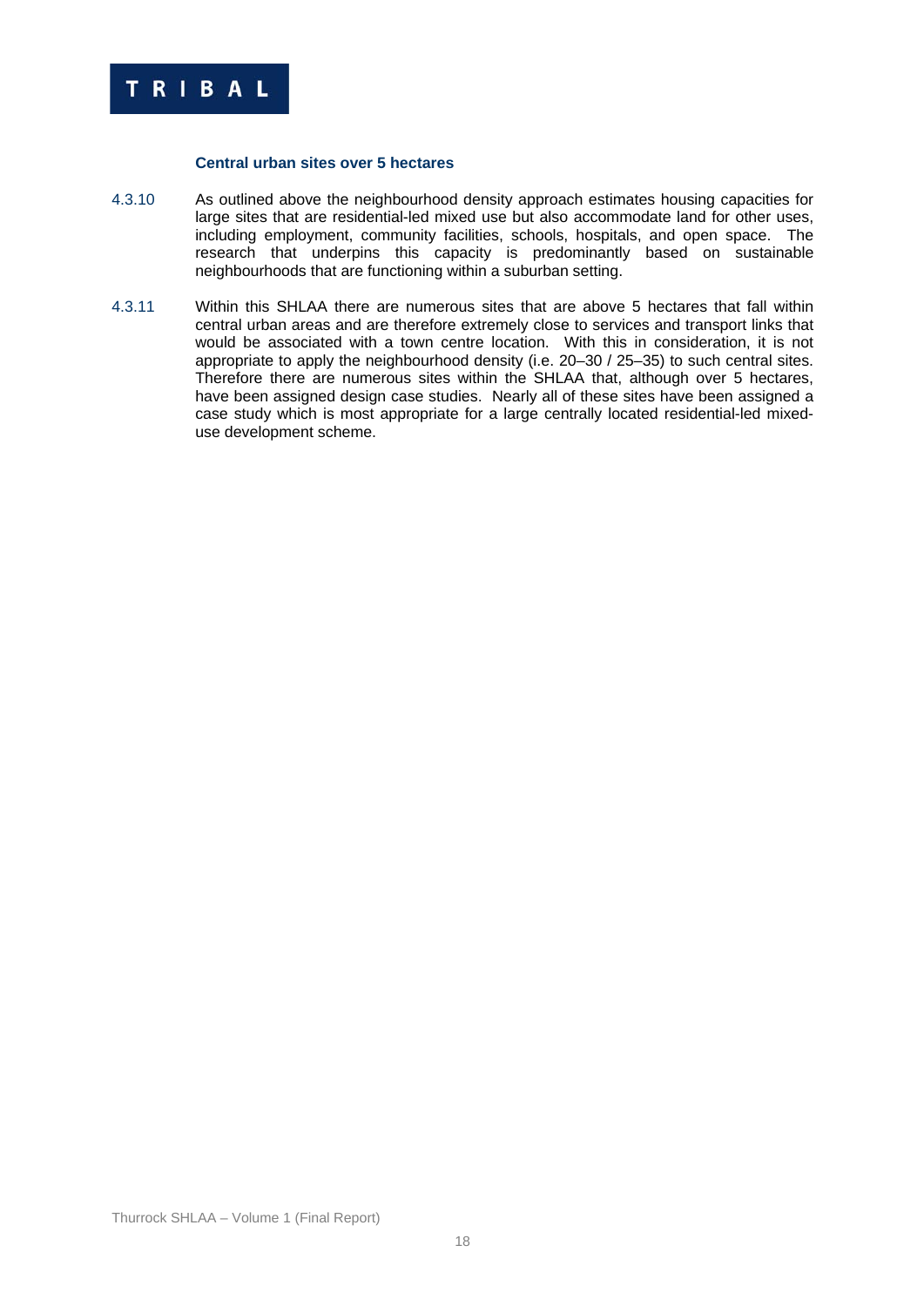### Central urban sites over 5 hectares

4.3.10 As outlined above the neighbourhood density approach estimates housing capacities for large sites that are residential-led mixed use but also accommodate land for other uses, including employment, community facilities, schools, hospitals, and open space. The research that underpins this capacity is predominantly based on sustainable neighbourhoods that are functioning within a suburban setting.

4.3.11 Within this SHLAA there are numerous sites that are above 5 hectares that fall within central urban areas and are therefore extremely close to services and transport links that would be associated with a town centre location. With this in consideration, it is not appropriate to apply the neighbourhood density (i.e. 20–30 / 25–35) to such central sites. Therefore there are numerous sites within the SHLAA that, although over 5 hectares, have been assigned design case studies. Nearly all of these sites have been assigned a case study which is most appropriate for a large centrally located residential-led mixed-use development scheme.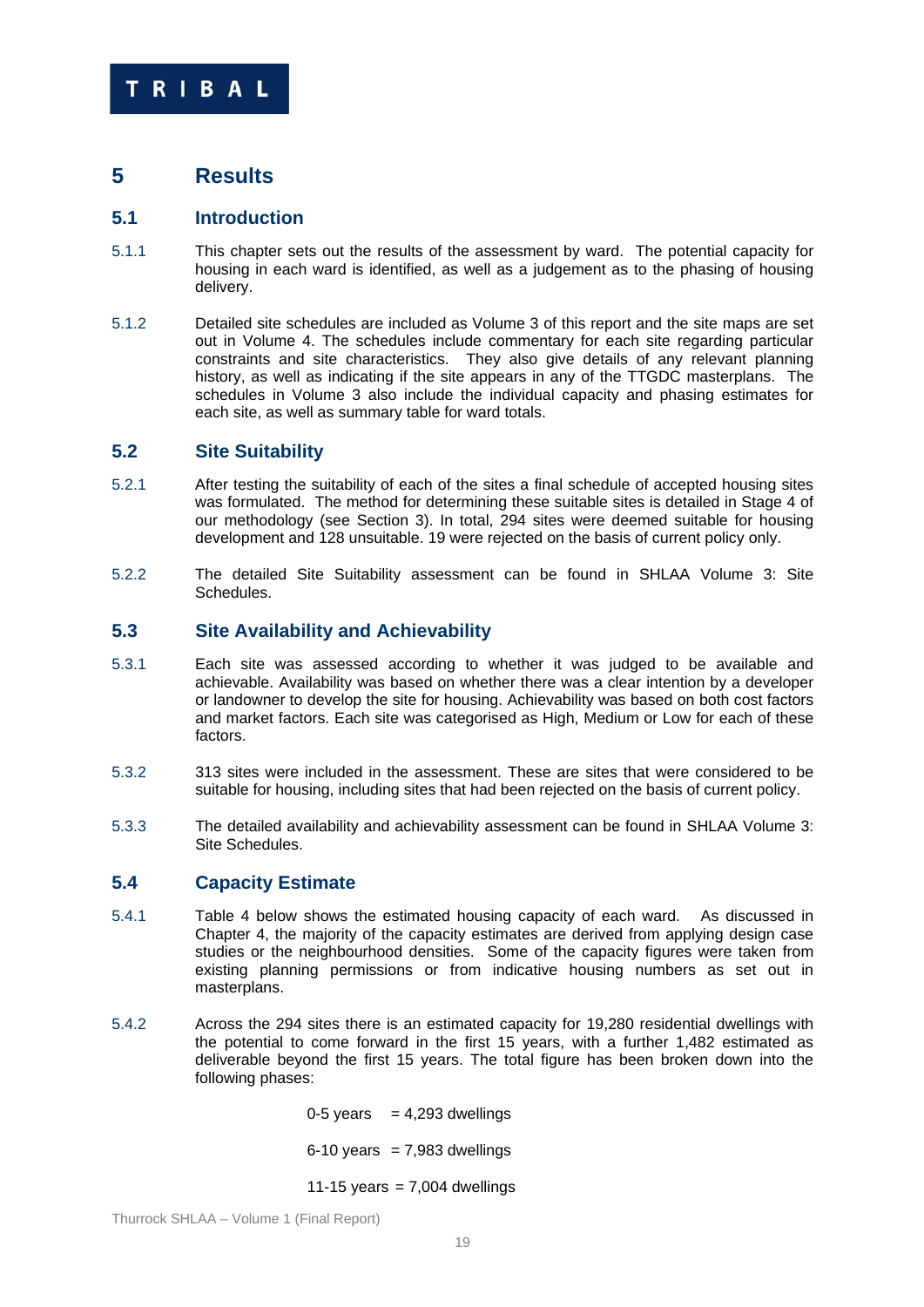# 5 Results

## 5.1 Introduction

5.1.1 This chapter sets out the results of the assessment by ward. The potential capacity for housing in each ward is identified, as well as a judgement as to the phasing of housing delivery.

5.1.2 Detailed site schedules are included as Volume 3 of this report and the site maps are set out in Volume 4. The schedules include commentary for each site regarding particular constraints and site characteristics. They also give details of any relevant planning history, as well as indicating if the site appears in any of the TTGDC masterplans. The schedules in Volume 3 also include the individual capacity and phasing estimates for each site, as well as summary table for ward totals.

## 5.2 Site Suitability

5.2.1 After testing the suitability of each of the sites a final schedule of accepted housing sites was formulated. The method for determining these suitable sites is detailed in Stage 4 of our methodology (see Section 3). In total, 294 sites were deemed suitable for housing development and 128 unsuitable. 19 were rejected on the basis of current policy only.

5.2.2 The detailed Site Suitability assessment can be found in SHLAA Volume 3: Site Schedules.

## 5.3 Site Availability and Achievability

5.3.1 Each site was assessed according to whether it was judged to be available and achievable. Availability was based on whether there was a clear intention by a developer or landowner to develop the site for housing. Achievability was based on both cost factors and market factors. Each site was categorised as High, Medium or Low for each of these factors.

5.3.2 313 sites were included in the assessment. These are sites that were considered to be suitable for housing, including sites that had been rejected on the basis of current policy.

5.3.3 The detailed availability and achievability assessment can be found in SHLAA Volume 3: Site Schedules.

## 5.4 Capacity Estimate

5.4.1 Table 4 below shows the estimated housing capacity of each ward. As discussed in Chapter 4, the majority of the capacity estimates are derived from applying design case studies or the neighbourhood densities. Some of the capacity figures were taken from existing planning permissions or from indicative housing numbers as set out in masterplans.

5.4.2 Across the 294 sites there is an estimated capacity for 19,280 residential dwellings with the potential to come forward in the first 15 years, with a further 1,482 estimated as deliverable beyond the first 15 years. The total figure has been broken down into the following phases:

0-5 years = 4,293 dwellings

6-10 years = 7,983 dwellings

11-15 years = 7,004 dwellings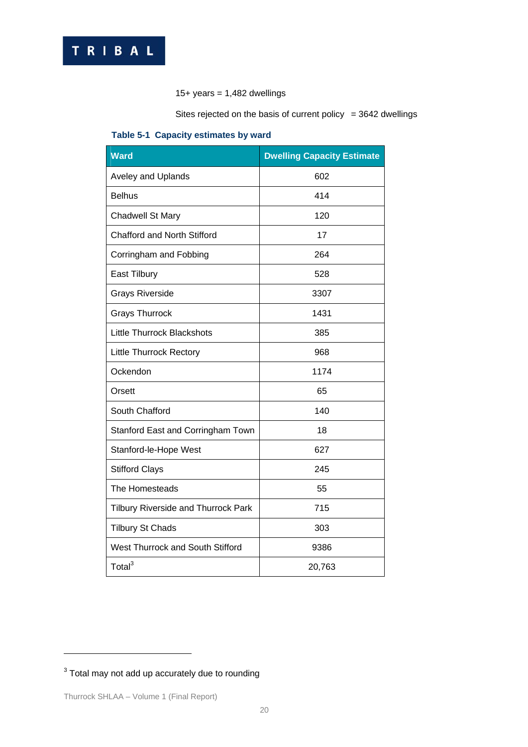15+ years = 1,482 dwellings

Sites rejected on the basis of current policy = 3642 dwellings

**Table 5-1 Capacity estimates by ward**

| Ward | Dwelling Capacity Estimate |
|---|---|
| Aveley and Uplands | 602 |
| Belhus | 414 |
| Chadwell St Mary | 120 |
| Chafford and North Stifford | 17 |
| Corringham and Fobbing | 264 |
| East Tilbury | 528 |
| Grays Riverside | 3307 |
| Grays Thurrock | 1431 |
| Little Thurrock Blackshots | 385 |
| Little Thurrock Rectory | 968 |
| Ockendon | 1174 |
| Orsett | 65 |
| South Chafford | 140 |
| Stanford East and Corringham Town | 18 |
| Stanford-le-Hope West | 627 |
| Stifford Clays | 245 |
| The Homesteads | 55 |
| Tilbury Riverside and Thurrock Park | 715 |
| Tilbury St Chads | 303 |
| West Thurrock and South Stifford | 9386 |
| Total[3] | 20,763 |

[3] Total may not add up accurately due to rounding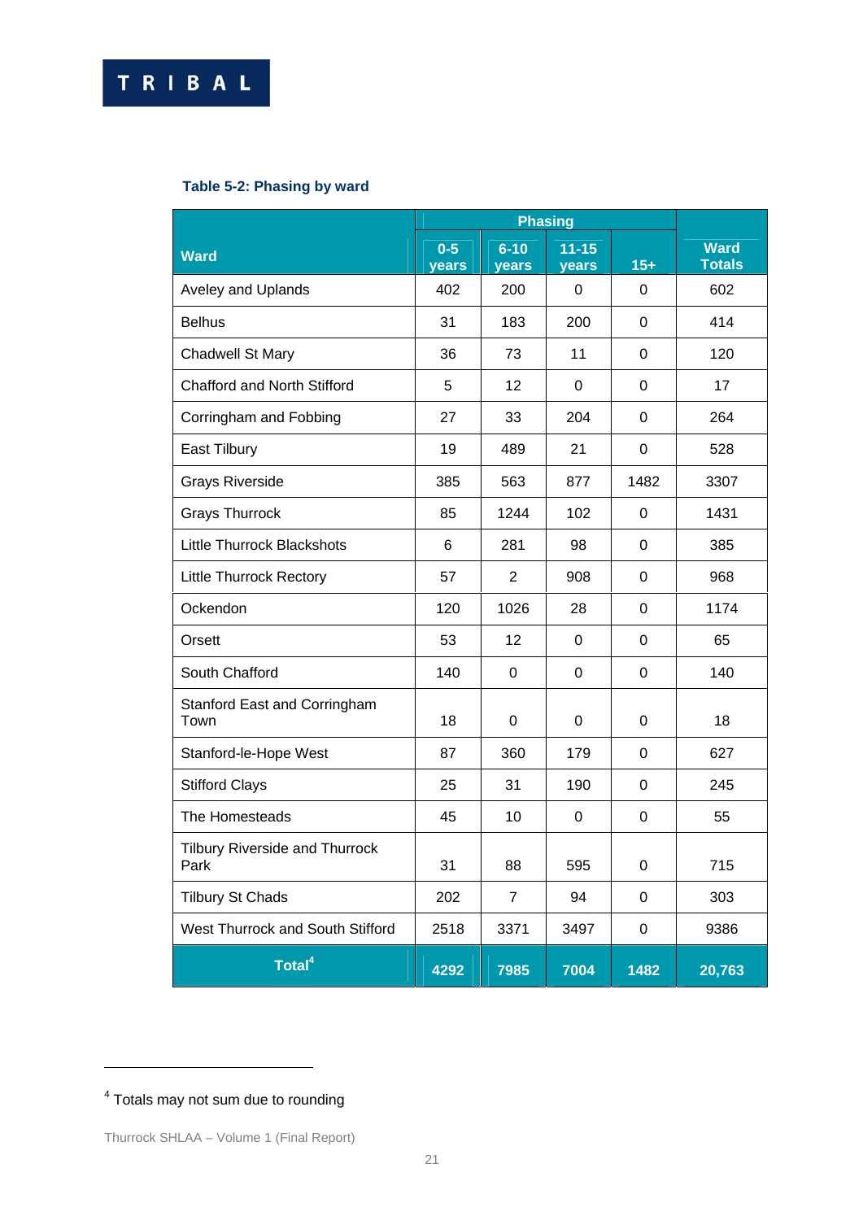**Table 5-2: Phasing by ward**

| Ward | Phasing | | | | Ward Totals |
|---|---|---|---|---|---|
| | 0-5 years | 6-10 years | 11-15 years | 15+ | |
| Aveley and Uplands | 402 | 200 | 0 | 0 | 602 |
| Belhus | 31 | 183 | 200 | 0 | 414 |
| Chadwell St Mary | 36 | 73 | 11 | 0 | 120 |
| Chafford and North Stifford | 5 | 12 | 0 | 0 | 17 |
| Corringham and Fobbing | 27 | 33 | 204 | 0 | 264 |
| East Tilbury | 19 | 489 | 21 | 0 | 528 |
| Grays Riverside | 385 | 563 | 877 | 1482 | 3307 |
| Grays Thurrock | 85 | 1244 | 102 | 0 | 1431 |
| Little Thurrock Blackshots | 6 | 281 | 98 | 0 | 385 |
| Little Thurrock Rectory | 57 | 2 | 908 | 0 | 968 |
| Ockendon | 120 | 1026 | 28 | 0 | 1174 |
| Orsett | 53 | 12 | 0 | 0 | 65 |
| South Chafford | 140 | 0 | 0 | 0 | 140 |
| Stanford East and Corringham Town | 18 | 0 | 0 | 0 | 18 |
| Stanford-le-Hope West | 87 | 360 | 179 | 0 | 627 |
| Stifford Clays | 25 | 31 | 190 | 0 | 245 |
| The Homesteads | 45 | 10 | 0 | 0 | 55 |
| Tilbury Riverside and Thurrock Park | 31 | 88 | 595 | 0 | 715 |
| Tilbury St Chads | 202 | 7 | 94 | 0 | 303 |
| West Thurrock and South Stifford | 2518 | 3371 | 3497 | 0 | 9386 |
| **Total[4]** | **4292** | **7985** | **7004** | **1482** | **20,763** |

[4] Totals may not sum due to rounding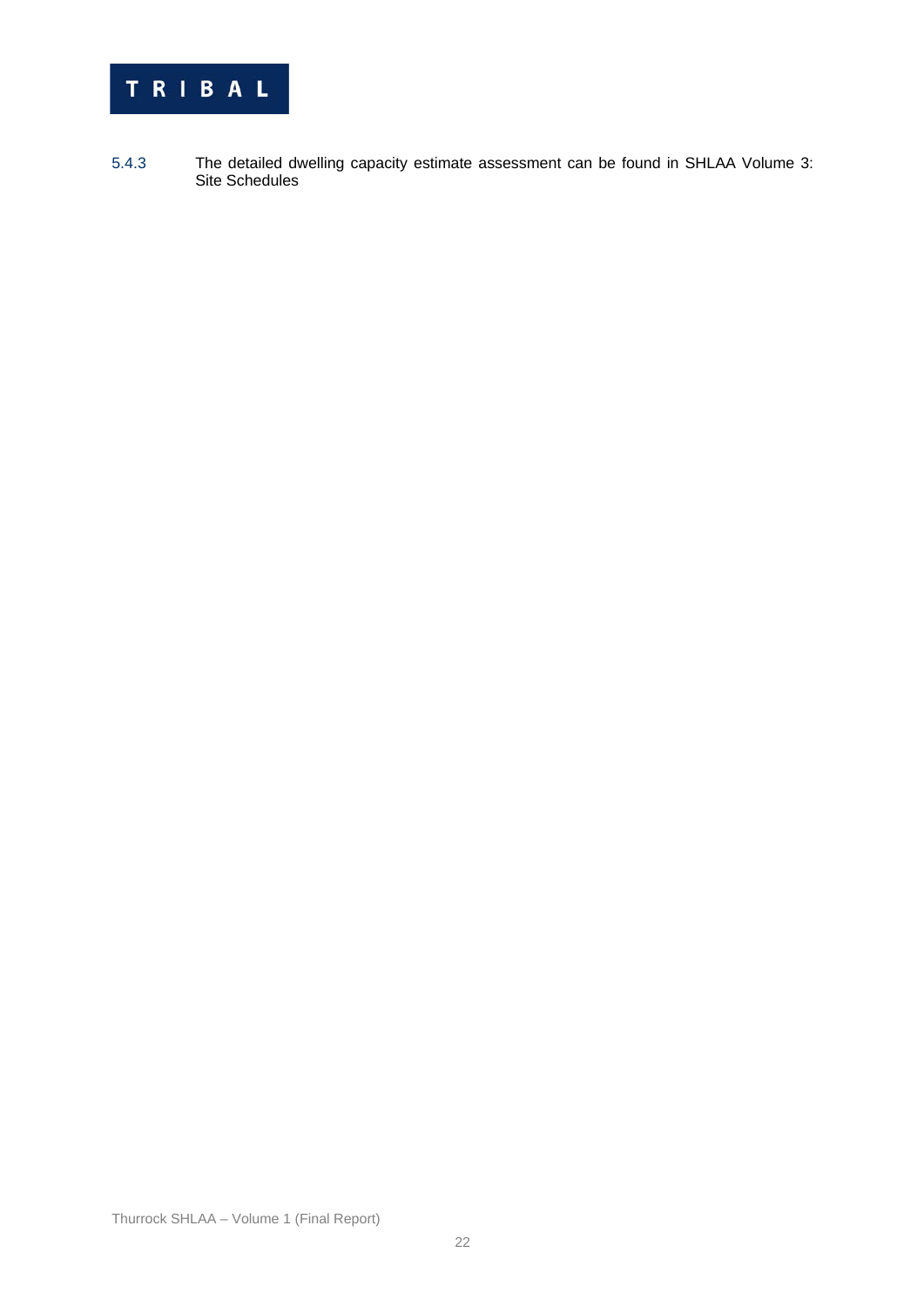5.4.3 The detailed dwelling capacity estimate assessment can be found in SHLAA Volume 3: Site Schedules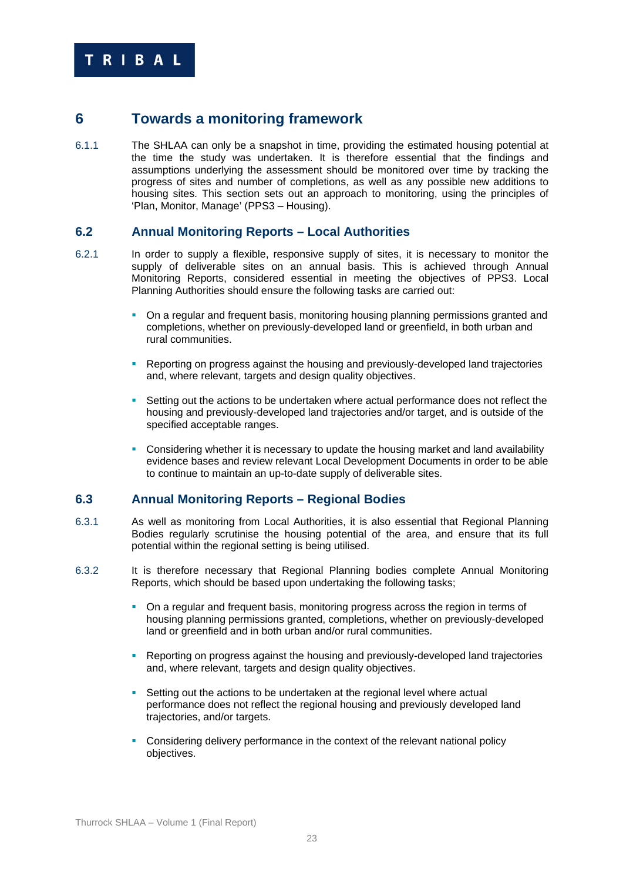# 6 Towards a monitoring framework

6.1.1 The SHLAA can only be a snapshot in time, providing the estimated housing potential at the time the study was undertaken. It is therefore essential that the findings and assumptions underlying the assessment should be monitored over time by tracking the progress of sites and number of completions, as well as any possible new additions to housing sites. This section sets out an approach to monitoring, using the principles of 'Plan, Monitor, Manage' (PPS3 – Housing).

## 6.2 Annual Monitoring Reports – Local Authorities

6.2.1 In order to supply a flexible, responsive supply of sites, it is necessary to monitor the supply of deliverable sites on an annual basis. This is achieved through Annual Monitoring Reports, considered essential in meeting the objectives of PPS3. Local Planning Authorities should ensure the following tasks are carried out:

- On a regular and frequent basis, monitoring housing planning permissions granted and completions, whether on previously-developed land or greenfield, in both urban and rural communities.
- Reporting on progress against the housing and previously-developed land trajectories and, where relevant, targets and design quality objectives.
- Setting out the actions to be undertaken where actual performance does not reflect the housing and previously-developed land trajectories and/or target, and is outside of the specified acceptable ranges.
- Considering whether it is necessary to update the housing market and land availability evidence bases and review relevant Local Development Documents in order to be able to continue to maintain an up-to-date supply of deliverable sites.

## 6.3 Annual Monitoring Reports – Regional Bodies

6.3.1 As well as monitoring from Local Authorities, it is also essential that Regional Planning Bodies regularly scrutinise the housing potential of the area, and ensure that its full potential within the regional setting is being utilised.

6.3.2 It is therefore necessary that Regional Planning bodies complete Annual Monitoring Reports, which should be based upon undertaking the following tasks;

- On a regular and frequent basis, monitoring progress across the region in terms of housing planning permissions granted, completions, whether on previously-developed land or greenfield and in both urban and/or rural communities.
- Reporting on progress against the housing and previously-developed land trajectories and, where relevant, targets and design quality objectives.
- Setting out the actions to be undertaken at the regional level where actual performance does not reflect the regional housing and previously developed land trajectories, and/or targets.
- Considering delivery performance in the context of the relevant national policy objectives.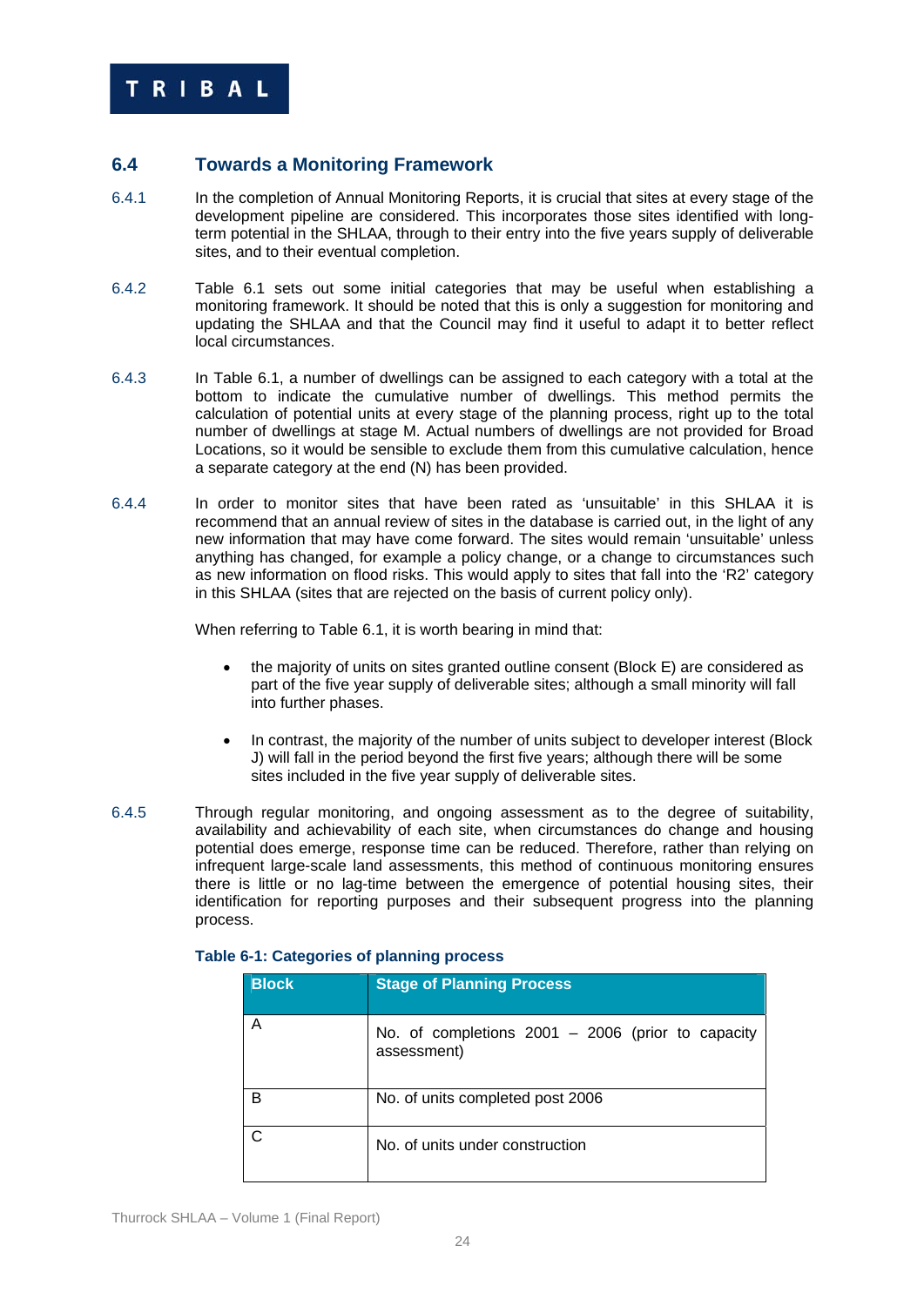## 6.4 Towards a Monitoring Framework

6.4.1 In the completion of Annual Monitoring Reports, it is crucial that sites at every stage of the development pipeline are considered. This incorporates those sites identified with long-term potential in the SHLAA, through to their entry into the five years supply of deliverable sites, and to their eventual completion.

6.4.2 Table 6.1 sets out some initial categories that may be useful when establishing a monitoring framework. It should be noted that this is only a suggestion for monitoring and updating the SHLAA and that the Council may find it useful to adapt it to better reflect local circumstances.

6.4.3 In Table 6.1, a number of dwellings can be assigned to each category with a total at the bottom to indicate the cumulative number of dwellings. This method permits the calculation of potential units at every stage of the planning process, right up to the total number of dwellings at stage M. Actual numbers of dwellings are not provided for Broad Locations, so it would be sensible to exclude them from this cumulative calculation, hence a separate category at the end (N) has been provided.

6.4.4 In order to monitor sites that have been rated as 'unsuitable' in this SHLAA it is recommend that an annual review of sites in the database is carried out, in the light of any new information that may have come forward. The sites would remain 'unsuitable' unless anything has changed, for example a policy change, or a change to circumstances such as new information on flood risks. This would apply to sites that fall into the 'R2' category in this SHLAA (sites that are rejected on the basis of current policy only).

When referring to Table 6.1, it is worth bearing in mind that:

- the majority of units on sites granted outline consent (Block E) are considered as part of the five year supply of deliverable sites; although a small minority will fall into further phases.

- In contrast, the majority of the number of units subject to developer interest (Block J) will fall in the period beyond the first five years; although there will be some sites included in the five year supply of deliverable sites.

6.4.5 Through regular monitoring, and ongoing assessment as to the degree of suitability, availability and achievability of each site, when circumstances do change and housing potential does emerge, response time can be reduced. Therefore, rather than relying on infrequent large-scale land assessments, this method of continuous monitoring ensures there is little or no lag-time between the emergence of potential housing sites, their identification for reporting purposes and their subsequent progress into the planning process.

**Table 6-1: Categories of planning process**

| Block | Stage of Planning Process |
|---|---|
| A | No. of completions 2001 – 2006 (prior to capacity assessment) |
| B | No. of units completed post 2006 |
| C | No. of units under construction |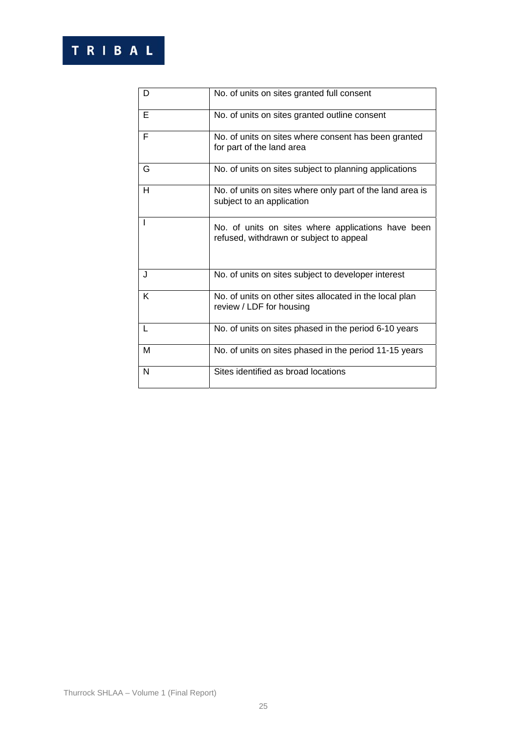| | |
|---|---|
| D | No. of units on sites granted full consent |
| E | No. of units on sites granted outline consent |
| F | No. of units on sites where consent has been granted for part of the land area |
| G | No. of units on sites subject to planning applications |
| H | No. of units on sites where only part of the land area is subject to an application |
| I | No. of units on sites where applications have been refused, withdrawn or subject to appeal |
| J | No. of units on sites subject to developer interest |
| K | No. of units on other sites allocated in the local plan review / LDF for housing |
| L | No. of units on sites phased in the period 6-10 years |
| M | No. of units on sites phased in the period 11-15 years |
| N | Sites identified as broad locations |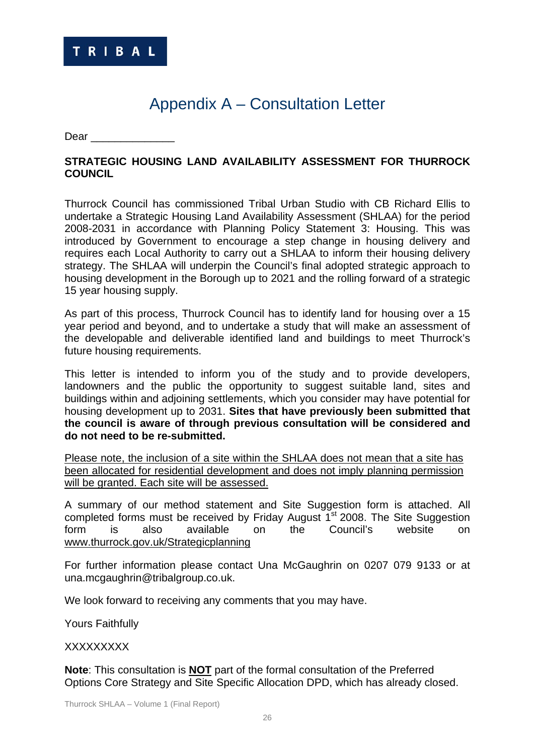# Appendix A – Consultation Letter

Dear ______________

**STRATEGIC HOUSING LAND AVAILABILITY ASSESSMENT FOR THURROCK COUNCIL**

Thurrock Council has commissioned Tribal Urban Studio with CB Richard Ellis to undertake a Strategic Housing Land Availability Assessment (SHLAA) for the period 2008-2031 in accordance with Planning Policy Statement 3: Housing. This was introduced by Government to encourage a step change in housing delivery and requires each Local Authority to carry out a SHLAA to inform their housing delivery strategy. The SHLAA will underpin the Council's final adopted strategic approach to housing development in the Borough up to 2021 and the rolling forward of a strategic 15 year housing supply.

As part of this process, Thurrock Council has to identify land for housing over a 15 year period and beyond, and to undertake a study that will make an assessment of the developable and deliverable identified land and buildings to meet Thurrock's future housing requirements.

This letter is intended to inform you of the study and to provide developers, landowners and the public the opportunity to suggest suitable land, sites and buildings within and adjoining settlements, which you consider may have potential for housing development up to 2031. **Sites that have previously been submitted that the council is aware of through previous consultation will be considered and do not need to be re-submitted.**

<u>Please note, the inclusion of a site within the SHLAA does not mean that a site has been allocated for residential development and does not imply planning permission will be granted. Each site will be assessed.</u>

A summary of our method statement and Site Suggestion form is attached. All completed forms must be received by Friday August 1st 2008. The Site Suggestion form is also available on the Council's website on www.thurrock.gov.uk/Strategicplanning

For further information please contact Una McGaughrin on 0207 079 9133 or at una.mcgaughrin@tribalgroup.co.uk.

We look forward to receiving any comments that you may have.

Yours Faithfully

XXXXXXXXX

**Note**: This consultation is **<u>NOT</u>** part of the formal consultation of the Preferred Options Core Strategy and Site Specific Allocation DPD, which has already closed.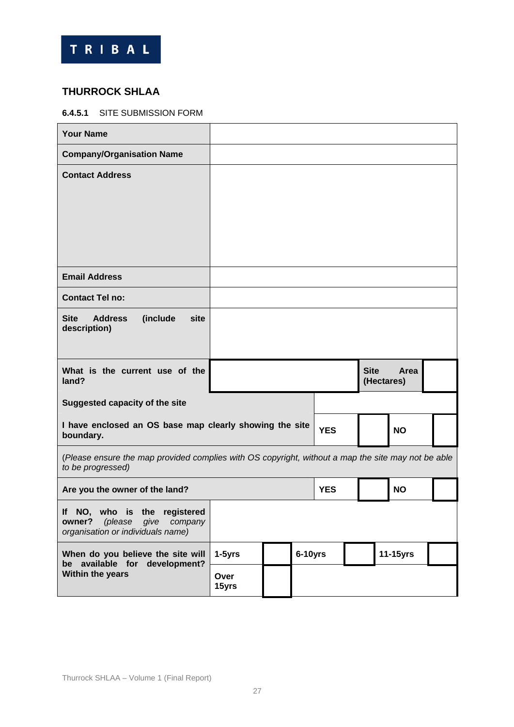**TRIBAL**

## THURROCK SHLAA

**6.4.5.1** SITE SUBMISSION FORM

| **Your Name** | | | | | | | |
|---|---|---|---|---|---|---|---|
| **Company/Organisation Name** | | | | | | | |
| **Contact Address** | | | | | | | |
| **Email Address** | | | | | | | |
| **Contact Tel no:** | | | | | | | |
| **Site Address (include site description)** | | | | | | | |
| **What is the current use of the land?** | | | | | **Site Area (Hectares)** | | |
| **Suggested capacity of the site** | | | | | | | |
| **I have enclosed an OS base map clearly showing the site boundary.** | | | **YES** | | **NO** | | |
| (*Please ensure the map provided complies with OS copyright, without a map the site may not be able to be progressed)* | | | | | | | |
| **Are you the owner of the land?** | | | **YES** | | **NO** | | |
| **If NO, who is the registered owner?** *(please give company organisation or individuals name)* | | | | | | | |
| **When do you believe the site will be available for development? Within the years** | **1-5yrs** | | **6-10yrs** | | **11-15yrs** | | |
| | **Over 15yrs** | | | | | | |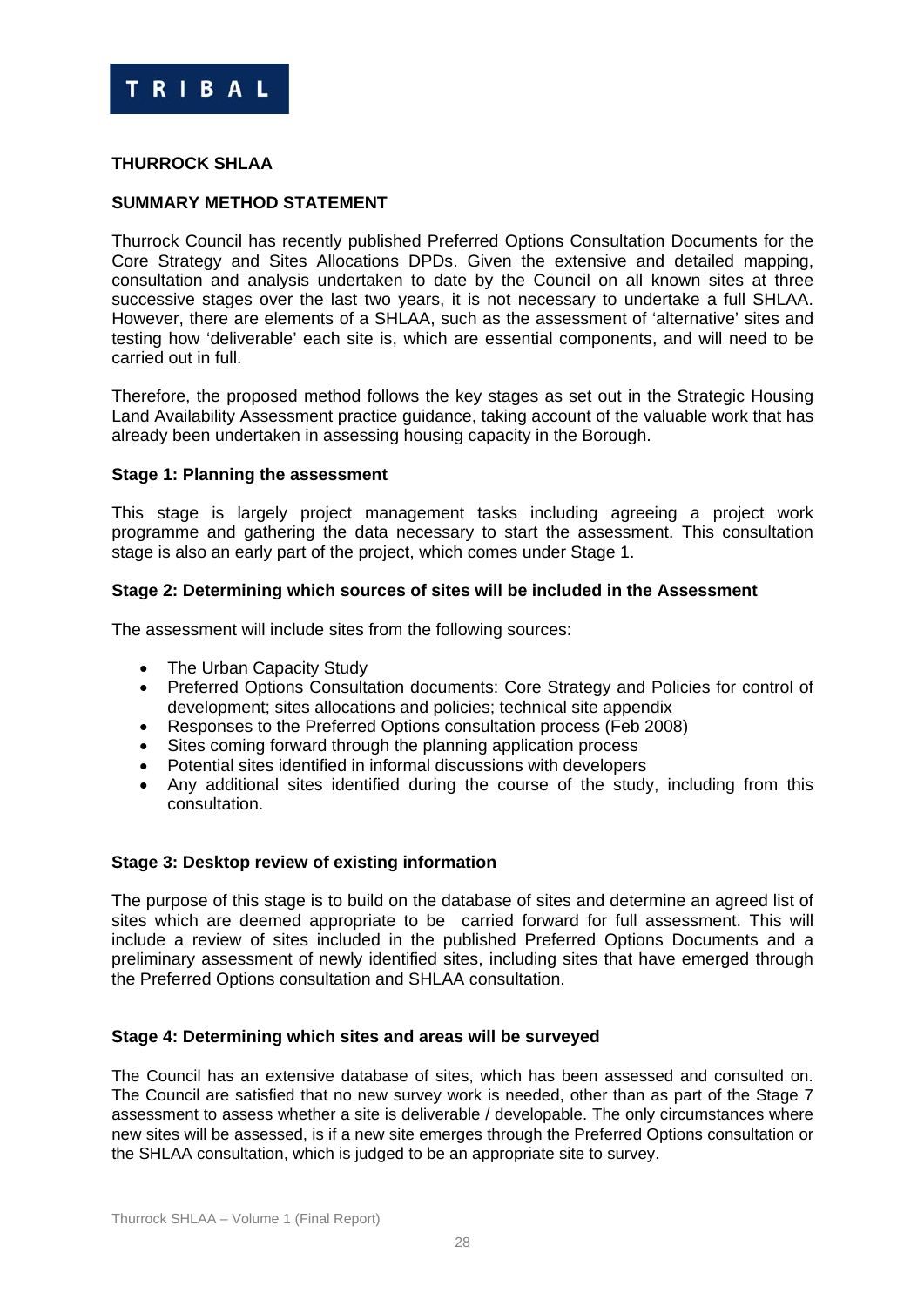**THURROCK SHLAA**

**SUMMARY METHOD STATEMENT**

Thurrock Council has recently published Preferred Options Consultation Documents for the Core Strategy and Sites Allocations DPDs. Given the extensive and detailed mapping, consultation and analysis undertaken to date by the Council on all known sites at three successive stages over the last two years, it is not necessary to undertake a full SHLAA. However, there are elements of a SHLAA, such as the assessment of 'alternative' sites and testing how 'deliverable' each site is, which are essential components, and will need to be carried out in full.

Therefore, the proposed method follows the key stages as set out in the Strategic Housing Land Availability Assessment practice guidance, taking account of the valuable work that has already been undertaken in assessing housing capacity in the Borough.

**Stage 1: Planning the assessment**

This stage is largely project management tasks including agreeing a project work programme and gathering the data necessary to start the assessment. This consultation stage is also an early part of the project, which comes under Stage 1.

**Stage 2: Determining which sources of sites will be included in the Assessment**

The assessment will include sites from the following sources:

- The Urban Capacity Study
- Preferred Options Consultation documents: Core Strategy and Policies for control of development; sites allocations and policies; technical site appendix
- Responses to the Preferred Options consultation process (Feb 2008)
- Sites coming forward through the planning application process
- Potential sites identified in informal discussions with developers
- Any additional sites identified during the course of the study, including from this consultation.

**Stage 3: Desktop review of existing information**

The purpose of this stage is to build on the database of sites and determine an agreed list of sites which are deemed appropriate to be carried forward for full assessment. This will include a review of sites included in the published Preferred Options Documents and a preliminary assessment of newly identified sites, including sites that have emerged through the Preferred Options consultation and SHLAA consultation.

**Stage 4: Determining which sites and areas will be surveyed**

The Council has an extensive database of sites, which has been assessed and consulted on. The Council are satisfied that no new survey work is needed, other than as part of the Stage 7 assessment to assess whether a site is deliverable / developable. The only circumstances where new sites will be assessed, is if a new site emerges through the Preferred Options consultation or the SHLAA consultation, which is judged to be an appropriate site to survey.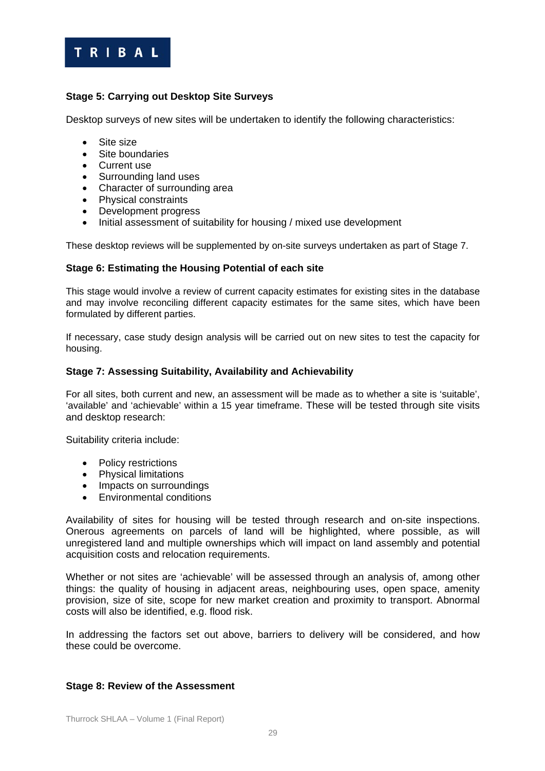**Stage 5: Carrying out Desktop Site Surveys**

Desktop surveys of new sites will be undertaken to identify the following characteristics:

- Site size
- Site boundaries
- Current use
- Surrounding land uses
- Character of surrounding area
- Physical constraints
- Development progress
- Initial assessment of suitability for housing / mixed use development

These desktop reviews will be supplemented by on-site surveys undertaken as part of Stage 7.

**Stage 6: Estimating the Housing Potential of each site**

This stage would involve a review of current capacity estimates for existing sites in the database and may involve reconciling different capacity estimates for the same sites, which have been formulated by different parties.

If necessary, case study design analysis will be carried out on new sites to test the capacity for housing.

**Stage 7: Assessing Suitability, Availability and Achievability**

For all sites, both current and new, an assessment will be made as to whether a site is 'suitable', 'available' and 'achievable' within a 15 year timeframe. These will be tested through site visits and desktop research:

Suitability criteria include:

- Policy restrictions
- Physical limitations
- Impacts on surroundings
- Environmental conditions

Availability of sites for housing will be tested through research and on-site inspections. Onerous agreements on parcels of land will be highlighted, where possible, as will unregistered land and multiple ownerships which will impact on land assembly and potential acquisition costs and relocation requirements.

Whether or not sites are 'achievable' will be assessed through an analysis of, among other things: the quality of housing in adjacent areas, neighbouring uses, open space, amenity provision, size of site, scope for new market creation and proximity to transport. Abnormal costs will also be identified, e.g. flood risk.

In addressing the factors set out above, barriers to delivery will be considered, and how these could be overcome.

**Stage 8: Review of the Assessment**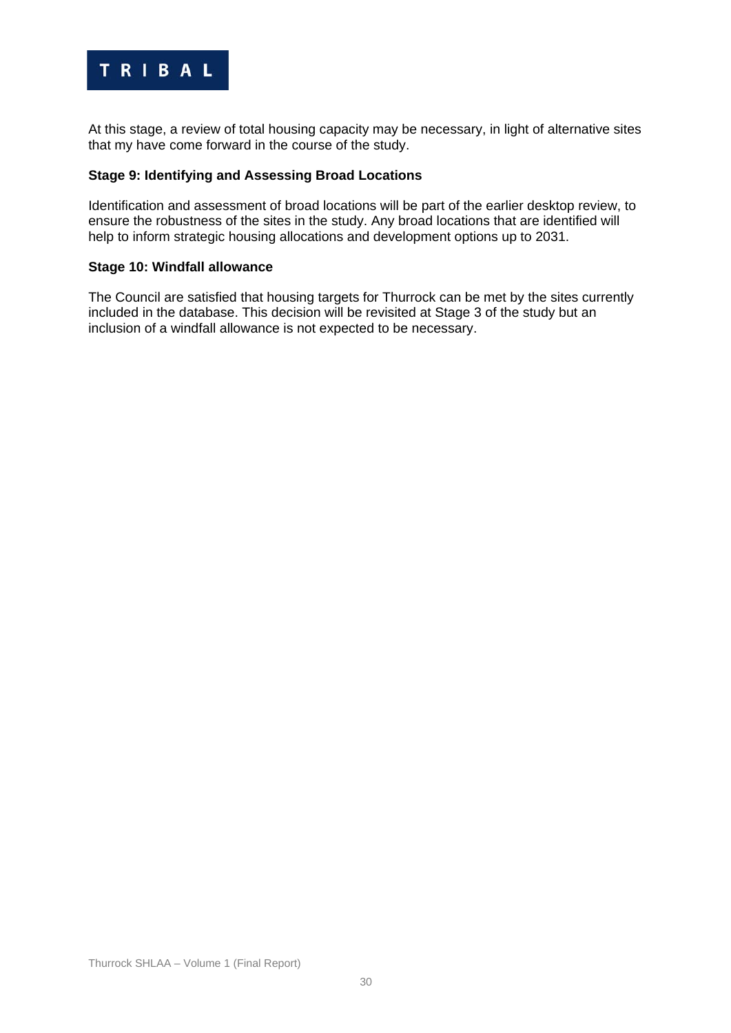At this stage, a review of total housing capacity may be necessary, in light of alternative sites that my have come forward in the course of the study.

**Stage 9: Identifying and Assessing Broad Locations**

Identification and assessment of broad locations will be part of the earlier desktop review, to ensure the robustness of the sites in the study. Any broad locations that are identified will help to inform strategic housing allocations and development options up to 2031.

**Stage 10: Windfall allowance**

The Council are satisfied that housing targets for Thurrock can be met by the sites currently included in the database. This decision will be revisited at Stage 3 of the study but an inclusion of a windfall allowance is not expected to be necessary.